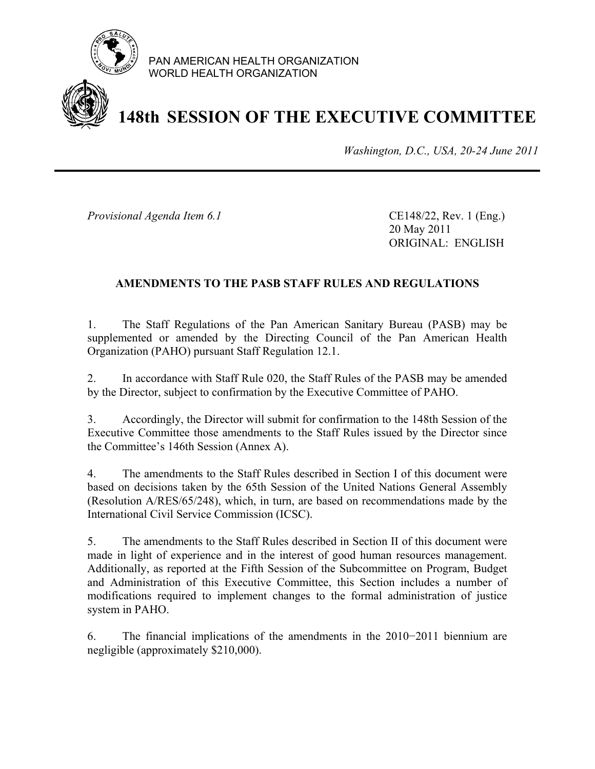PAN AMERICAN HEALTH ORGANIZATION
WORLD HEALTH ORGANIZATION

# 148th SESSION OF THE EXECUTIVE COMMITTEE

*Washington, D.C., USA, 20-24 June 2011*

---

*Provisional Agenda Item 6.1*

CE148/22, Rev. 1 (Eng.)
20 May 2011
ORIGINAL: ENGLISH

## AMENDMENTS TO THE PASB STAFF RULES AND REGULATIONS

1. The Staff Regulations of the Pan American Sanitary Bureau (PASB) may be supplemented or amended by the Directing Council of the Pan American Health Organization (PAHO) pursuant Staff Regulation 12.1.

2. In accordance with Staff Rule 020, the Staff Rules of the PASB may be amended by the Director, subject to confirmation by the Executive Committee of PAHO.

3. Accordingly, the Director will submit for confirmation to the 148th Session of the Executive Committee those amendments to the Staff Rules issued by the Director since the Committee's 146th Session (Annex A).

4. The amendments to the Staff Rules described in Section I of this document were based on decisions taken by the 65th Session of the United Nations General Assembly (Resolution A/RES/65/248), which, in turn, are based on recommendations made by the International Civil Service Commission (ICSC).

5. The amendments to the Staff Rules described in Section II of this document were made in light of experience and in the interest of good human resources management. Additionally, as reported at the Fifth Session of the Subcommittee on Program, Budget and Administration of this Executive Committee, this Section includes a number of modifications required to implement changes to the formal administration of justice system in PAHO.

6. The financial implications of the amendments in the 2010−2011 biennium are negligible (approximately $210,000).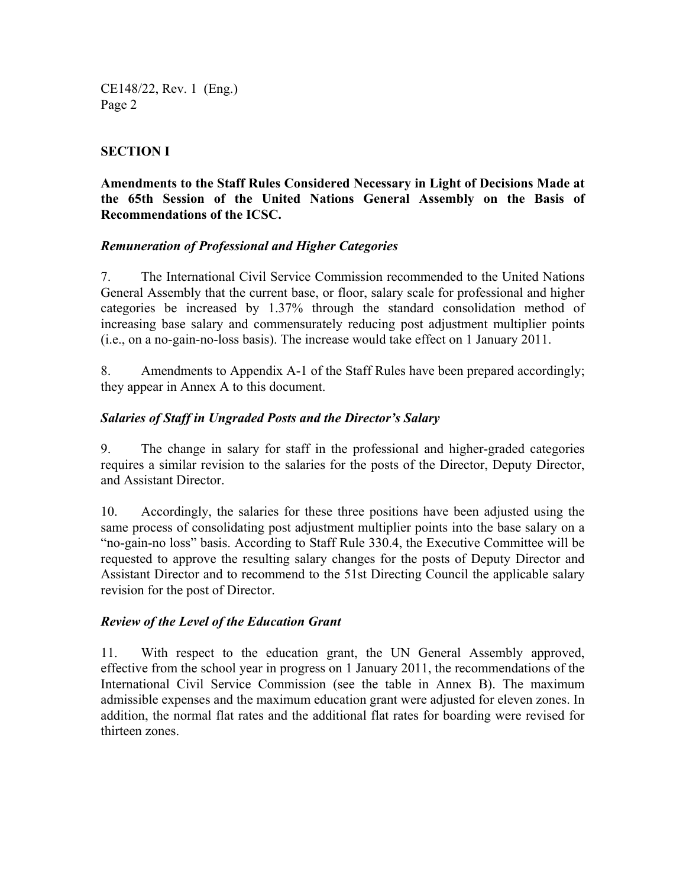## SECTION I

**Amendments to the Staff Rules Considered Necessary in Light of Decisions Made at the 65th Session of the United Nations General Assembly on the Basis of Recommendations of the ICSC.**

### *Remuneration of Professional and Higher Categories*

7. The International Civil Service Commission recommended to the United Nations General Assembly that the current base, or floor, salary scale for professional and higher categories be increased by 1.37% through the standard consolidation method of increasing base salary and commensurately reducing post adjustment multiplier points (i.e., on a no-gain-no-loss basis). The increase would take effect on 1 January 2011.

8. Amendments to Appendix A-1 of the Staff Rules have been prepared accordingly; they appear in Annex A to this document.

### *Salaries of Staff in Ungraded Posts and the Director's Salary*

9. The change in salary for staff in the professional and higher-graded categories requires a similar revision to the salaries for the posts of the Director, Deputy Director, and Assistant Director.

10. Accordingly, the salaries for these three positions have been adjusted using the same process of consolidating post adjustment multiplier points into the base salary on a "no-gain-no loss" basis. According to Staff Rule 330.4, the Executive Committee will be requested to approve the resulting salary changes for the posts of Deputy Director and Assistant Director and to recommend to the 51st Directing Council the applicable salary revision for the post of Director.

### *Review of the Level of the Education Grant*

11. With respect to the education grant, the UN General Assembly approved, effective from the school year in progress on 1 January 2011, the recommendations of the International Civil Service Commission (see the table in Annex B). The maximum admissible expenses and the maximum education grant were adjusted for eleven zones. In addition, the normal flat rates and the additional flat rates for boarding were revised for thirteen zones.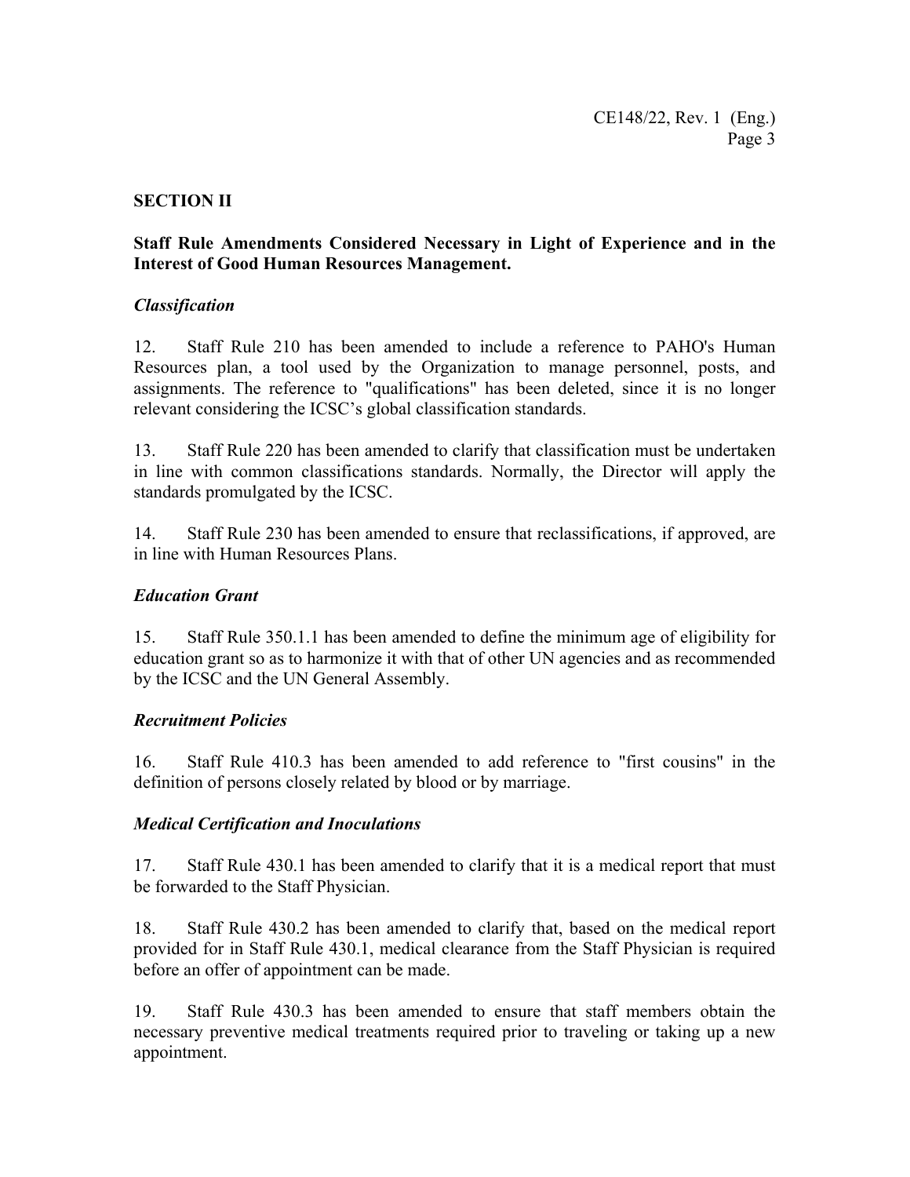## SECTION II

### Staff Rule Amendments Considered Necessary in Light of Experience and in the Interest of Good Human Resources Management.

#### *Classification*

12. Staff Rule 210 has been amended to include a reference to PAHO's Human Resources plan, a tool used by the Organization to manage personnel, posts, and assignments. The reference to "qualifications" has been deleted, since it is no longer relevant considering the ICSC's global classification standards.

13. Staff Rule 220 has been amended to clarify that classification must be undertaken in line with common classifications standards. Normally, the Director will apply the standards promulgated by the ICSC.

14. Staff Rule 230 has been amended to ensure that reclassifications, if approved, are in line with Human Resources Plans.

#### *Education Grant*

15. Staff Rule 350.1.1 has been amended to define the minimum age of eligibility for education grant so as to harmonize it with that of other UN agencies and as recommended by the ICSC and the UN General Assembly.

#### *Recruitment Policies*

16. Staff Rule 410.3 has been amended to add reference to "first cousins" in the definition of persons closely related by blood or by marriage.

#### *Medical Certification and Inoculations*

17. Staff Rule 430.1 has been amended to clarify that it is a medical report that must be forwarded to the Staff Physician.

18. Staff Rule 430.2 has been amended to clarify that, based on the medical report provided for in Staff Rule 430.1, medical clearance from the Staff Physician is required before an offer of appointment can be made.

19. Staff Rule 430.3 has been amended to ensure that staff members obtain the necessary preventive medical treatments required prior to traveling or taking up a new appointment.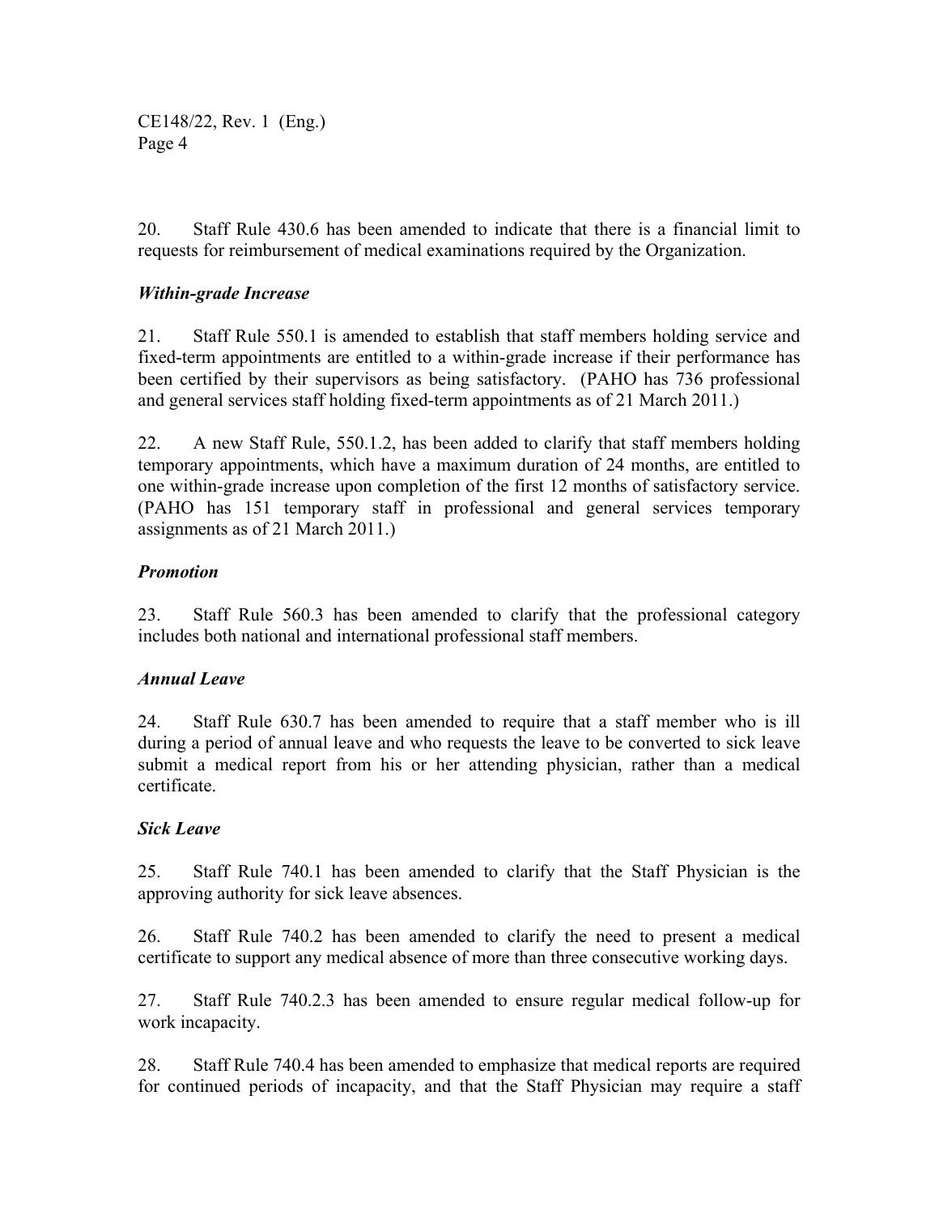20. Staff Rule 430.6 has been amended to indicate that there is a financial limit to requests for reimbursement of medical examinations required by the Organization.

### *Within-grade Increase*

21. Staff Rule 550.1 is amended to establish that staff members holding service and fixed-term appointments are entitled to a within-grade increase if their performance has been certified by their supervisors as being satisfactory. (PAHO has 736 professional and general services staff holding fixed-term appointments as of 21 March 2011.)

22. A new Staff Rule, 550.1.2, has been added to clarify that staff members holding temporary appointments, which have a maximum duration of 24 months, are entitled to one within-grade increase upon completion of the first 12 months of satisfactory service. (PAHO has 151 temporary staff in professional and general services temporary assignments as of 21 March 2011.)

### *Promotion*

23. Staff Rule 560.3 has been amended to clarify that the professional category includes both national and international professional staff members.

### *Annual Leave*

24. Staff Rule 630.7 has been amended to require that a staff member who is ill during a period of annual leave and who requests the leave to be converted to sick leave submit a medical report from his or her attending physician, rather than a medical certificate.

### *Sick Leave*

25. Staff Rule 740.1 has been amended to clarify that the Staff Physician is the approving authority for sick leave absences.

26. Staff Rule 740.2 has been amended to clarify the need to present a medical certificate to support any medical absence of more than three consecutive working days.

27. Staff Rule 740.2.3 has been amended to ensure regular medical follow-up for work incapacity.

28. Staff Rule 740.4 has been amended to emphasize that medical reports are required for continued periods of incapacity, and that the Staff Physician may require a staff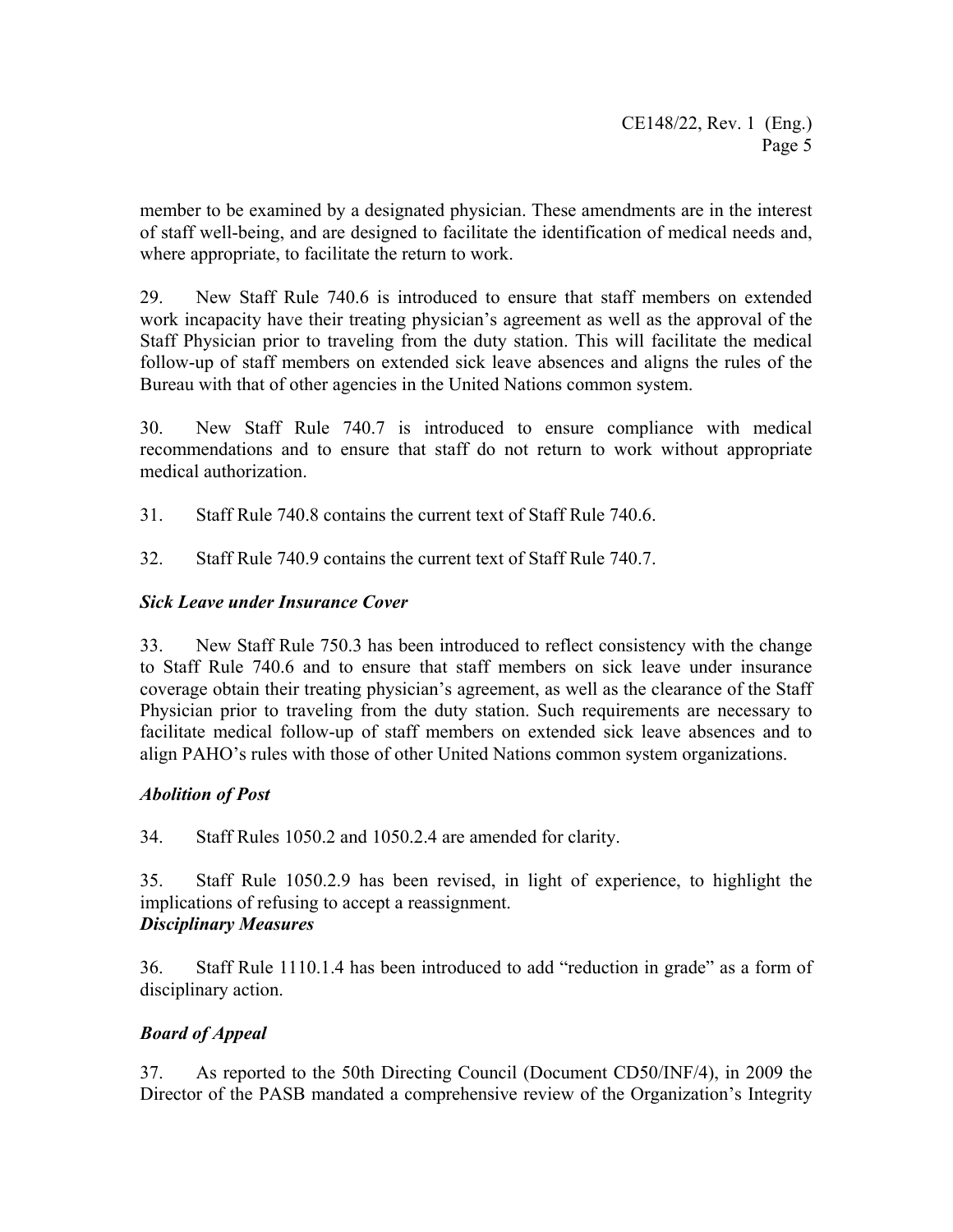member to be examined by a designated physician. These amendments are in the interest of staff well-being, and are designed to facilitate the identification of medical needs and, where appropriate, to facilitate the return to work.

29. New Staff Rule 740.6 is introduced to ensure that staff members on extended work incapacity have their treating physician's agreement as well as the approval of the Staff Physician prior to traveling from the duty station. This will facilitate the medical follow-up of staff members on extended sick leave absences and aligns the rules of the Bureau with that of other agencies in the United Nations common system.

30. New Staff Rule 740.7 is introduced to ensure compliance with medical recommendations and to ensure that staff do not return to work without appropriate medical authorization.

31. Staff Rule 740.8 contains the current text of Staff Rule 740.6.

32. Staff Rule 740.9 contains the current text of Staff Rule 740.7.

***Sick Leave under Insurance Cover***

33. New Staff Rule 750.3 has been introduced to reflect consistency with the change to Staff Rule 740.6 and to ensure that staff members on sick leave under insurance coverage obtain their treating physician's agreement, as well as the clearance of the Staff Physician prior to traveling from the duty station. Such requirements are necessary to facilitate medical follow-up of staff members on extended sick leave absences and to align PAHO's rules with those of other United Nations common system organizations.

***Abolition of Post***

34. Staff Rules 1050.2 and 1050.2.4 are amended for clarity.

35. Staff Rule 1050.2.9 has been revised, in light of experience, to highlight the implications of refusing to accept a reassignment.

***Disciplinary Measures***

36. Staff Rule 1110.1.4 has been introduced to add "reduction in grade" as a form of disciplinary action.

***Board of Appeal***

37. As reported to the 50th Directing Council (Document CD50/INF/4), in 2009 the Director of the PASB mandated a comprehensive review of the Organization's Integrity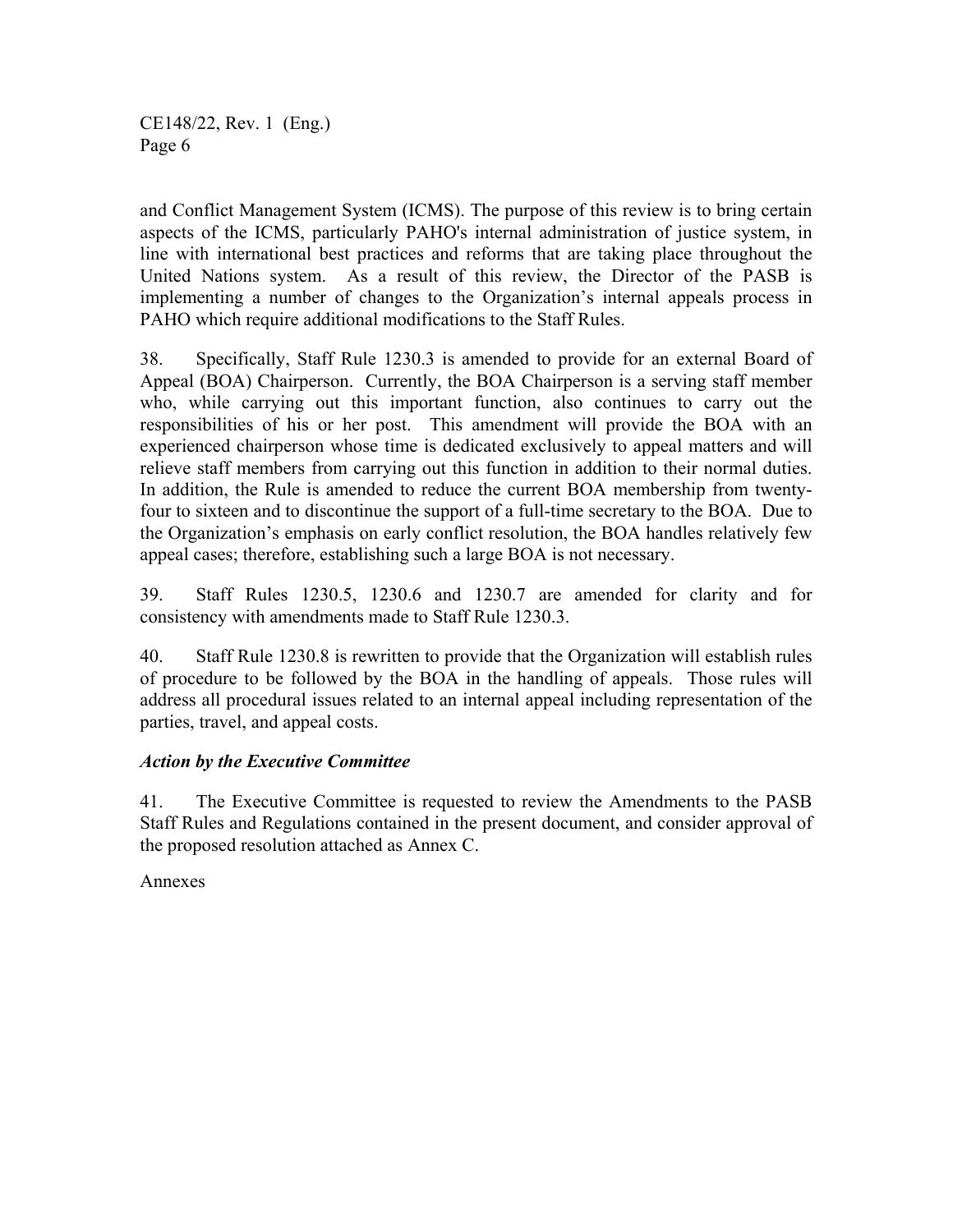and Conflict Management System (ICMS). The purpose of this review is to bring certain aspects of the ICMS, particularly PAHO's internal administration of justice system, in line with international best practices and reforms that are taking place throughout the United Nations system. As a result of this review, the Director of the PASB is implementing a number of changes to the Organization's internal appeals process in PAHO which require additional modifications to the Staff Rules.

38. Specifically, Staff Rule 1230.3 is amended to provide for an external Board of Appeal (BOA) Chairperson. Currently, the BOA Chairperson is a serving staff member who, while carrying out this important function, also continues to carry out the responsibilities of his or her post. This amendment will provide the BOA with an experienced chairperson whose time is dedicated exclusively to appeal matters and will relieve staff members from carrying out this function in addition to their normal duties. In addition, the Rule is amended to reduce the current BOA membership from twenty-four to sixteen and to discontinue the support of a full-time secretary to the BOA. Due to the Organization's emphasis on early conflict resolution, the BOA handles relatively few appeal cases; therefore, establishing such a large BOA is not necessary.

39. Staff Rules 1230.5, 1230.6 and 1230.7 are amended for clarity and for consistency with amendments made to Staff Rule 1230.3.

40. Staff Rule 1230.8 is rewritten to provide that the Organization will establish rules of procedure to be followed by the BOA in the handling of appeals. Those rules will address all procedural issues related to an internal appeal including representation of the parties, travel, and appeal costs.

### *Action by the Executive Committee*

41. The Executive Committee is requested to review the Amendments to the PASB Staff Rules and Regulations contained in the present document, and consider approval of the proposed resolution attached as Annex C.

Annexes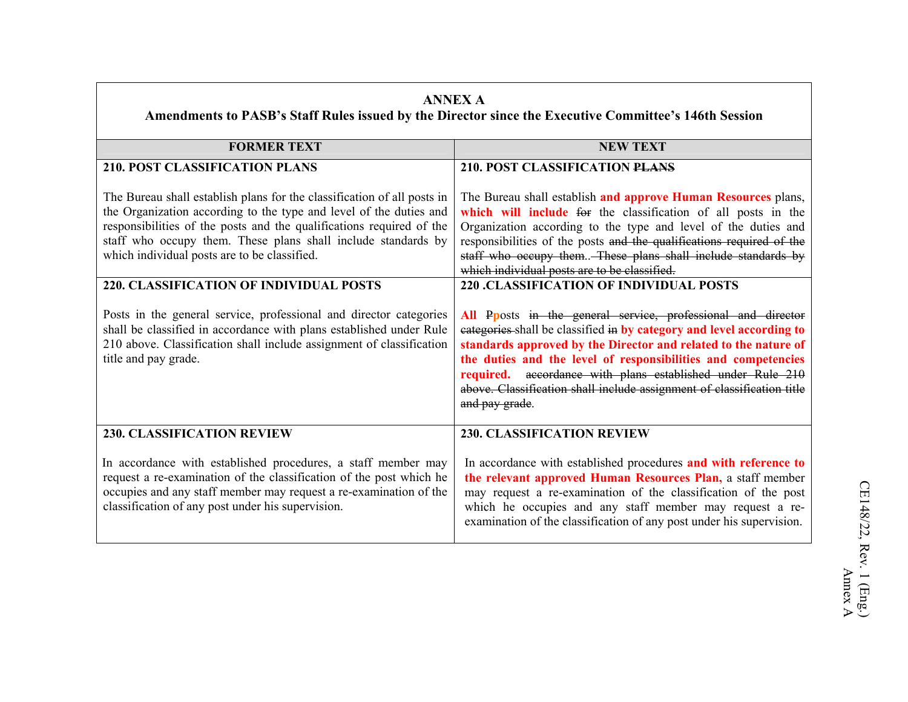**ANNEX A**
**Amendments to PASB's Staff Rules issued by the Director since the Executive Committee's 146th Session**

| FORMER TEXT | NEW TEXT |
|---|---|
| **210. POST CLASSIFICATION PLANS**<br><br>The Bureau shall establish plans for the classification of all posts in the Organization according to the type and level of the duties and responsibilities of the posts and the qualifications required of the staff who occupy them. These plans shall include standards by which individual posts are to be classified. | **210. POST CLASSIFICATION ~~PLANS~~**<br><br>The Bureau shall establish **and approve Human Resources** plans, **which will include** ~~for~~ the classification of all posts in the Organization according to the type and level of the duties and responsibilities of the posts ~~and the qualifications required of the staff who occupy them.~~. ~~These plans shall include standards by which individual posts are to be classified.~~ |
| **220. CLASSIFICATION OF INDIVIDUAL POSTS**<br><br>Posts in the general service, professional and director categories shall be classified in accordance with plans established under Rule 210 above. Classification shall include assignment of classification title and pay grade. | **220 .CLASSIFICATION OF INDIVIDUAL POSTS**<br><br>**All** ~~P~~**p**osts ~~in the general service, professional and director categories~~ shall be classified ~~in~~ **by category and level according to standards approved by the Director and related to the nature of the duties and the level of responsibilities and competencies required.** ~~accordance with plans established under Rule 210 above. Classification shall include assignment of classification title and pay grade~~. |
| **230. CLASSIFICATION REVIEW**<br><br>In accordance with established procedures, a staff member may request a re-examination of the classification of the post which he occupies and any staff member may request a re-examination of the classification of any post under his supervision. | **230. CLASSIFICATION REVIEW**<br><br>In accordance with established procedures **and with reference to the relevant approved Human Resources Plan,** a staff member may request a re-examination of the classification of the post which he occupies and any staff member may request a re-examination of the classification of any post under his supervision. |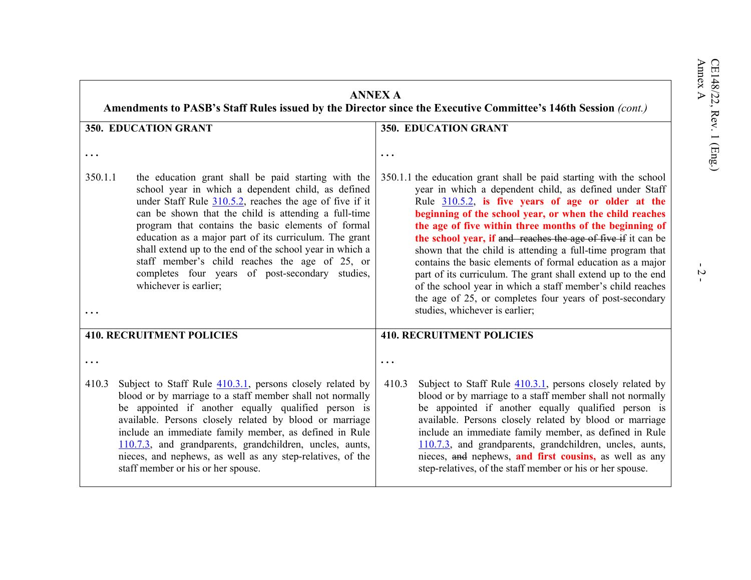## ANNEX A

**Amendments to PASB's Staff Rules issued by the Director since the Executive Committee's 146th Session** *(cont.)*

| **350. EDUCATION GRANT** | **350. EDUCATION GRANT** |
|---|---|
| . . . | . . . |
| 350.1.1 the education grant shall be paid starting with the school year in which a dependent child, as defined under Staff Rule 310.5.2, reaches the age of five if it can be shown that the child is attending a full-time program that contains the basic elements of formal education as a major part of its curriculum. The grant shall extend up to the end of the school year in which a staff member's child reaches the age of 25, or completes four years of post-secondary studies, whichever is earlier; . . . | 350.1.1 the education grant shall be paid starting with the school year in which a dependent child, as defined under Staff Rule 310.5.2, **is five years of age or older at the beginning of the school year, or when the child reaches the age of five within three months of the beginning of the school year, if** ~~and reaches the age of five if~~ it can be shown that the child is attending a full-time program that contains the basic elements of formal education as a major part of its curriculum. The grant shall extend up to the end of the school year in which a staff member's child reaches the age of 25, or completes four years of post-secondary studies, whichever is earlier; |
| **410. RECRUITMENT POLICIES** | **410. RECRUITMENT POLICIES** |
| . . . | . . . |
| 410.3 Subject to Staff Rule 410.3.1, persons closely related by blood or by marriage to a staff member shall not normally be appointed if another equally qualified person is available. Persons closely related by blood or marriage include an immediate family member, as defined in Rule 110.7.3, and grandparents, grandchildren, uncles, aunts, nieces, and nephews, as well as any step-relatives, of the staff member or his or her spouse. | 410.3 Subject to Staff Rule 410.3.1, persons closely related by blood or by marriage to a staff member shall not normally be appointed if another equally qualified person is available. Persons closely related by blood or marriage include an immediate family member, as defined in Rule 110.7.3, and grandparents, grandchildren, uncles, aunts, nieces, ~~and~~ nephews, **and first cousins,** as well as any step-relatives, of the staff member or his or her spouse. |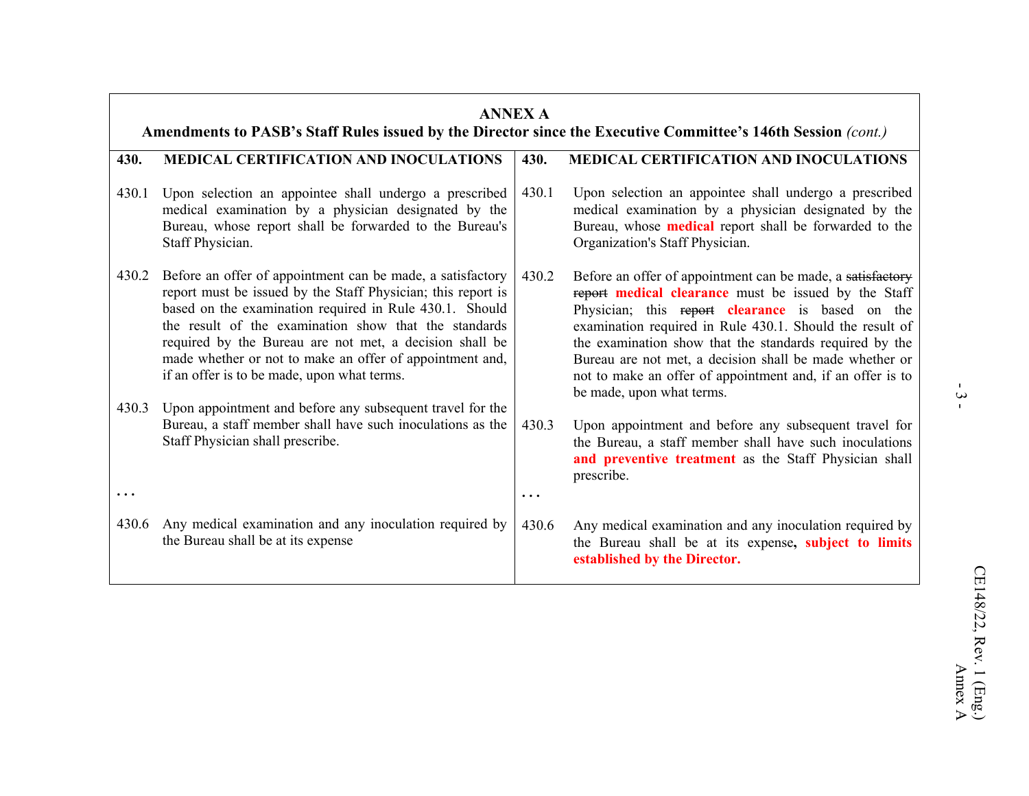**ANNEX A**

**Amendments to PASB's Staff Rules issued by the Director since the Executive Committee's 146th Session** *(cont.)*

| **430. MEDICAL CERTIFICATION AND INOCULATIONS** | **430. MEDICAL CERTIFICATION AND INOCULATIONS** |
|---|---|
| 430.1 Upon selection an appointee shall undergo a prescribed medical examination by a physician designated by the Bureau, whose report shall be forwarded to the Bureau's Staff Physician. | 430.1 Upon selection an appointee shall undergo a prescribed medical examination by a physician designated by the Bureau, whose **medical** report shall be forwarded to the Organization's Staff Physician. |
| 430.2 Before an offer of appointment can be made, a satisfactory report must be issued by the Staff Physician; this report is based on the examination required in Rule 430.1. Should the result of the examination show that the standards required by the Bureau are not met, a decision shall be made whether or not to make an offer of appointment and, if an offer is to be made, upon what terms. | 430.2 Before an offer of appointment can be made, a ~~satisfactory report~~ **medical clearance** must be issued by the Staff Physician; this ~~report~~ **clearance** is based on the examination required in Rule 430.1. Should the result of the examination show that the standards required by the Bureau are not met, a decision shall be made whether or not to make an offer of appointment and, if an offer is to be made, upon what terms. |
| 430.3 Upon appointment and before any subsequent travel for the Bureau, a staff member shall have such inoculations as the Staff Physician shall prescribe. | 430.3 Upon appointment and before any subsequent travel for the Bureau, a staff member shall have such inoculations **and preventive treatment** as the Staff Physician shall prescribe. |
| . . . | . . . |
| 430.6 Any medical examination and any inoculation required by the Bureau shall be at its expense | 430.6 Any medical examination and any inoculation required by the Bureau shall be at its expense**, subject to limits established by the Director.** |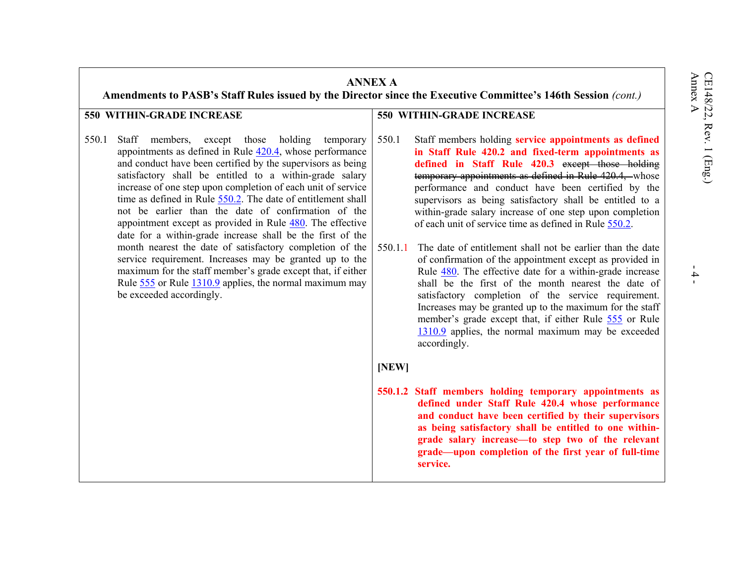## ANNEX A

### Amendments to PASB's Staff Rules issued by the Director since the Executive Committee's 146th Session *(cont.)*

| 550 WITHIN-GRADE INCREASE | 550 WITHIN-GRADE INCREASE |
|---|---|
| 550.1 Staff members, except those holding temporary appointments as defined in Rule 420.4, whose performance and conduct have been certified by the supervisors as being satisfactory shall be entitled to a within-grade salary increase of one step upon completion of each unit of service time as defined in Rule 550.2. The date of entitlement shall not be earlier than the date of confirmation of the appointment except as provided in Rule 480. The effective date for a within-grade increase shall be the first of the month nearest the date of satisfactory completion of the service requirement. Increases may be granted up to the maximum for the staff member's grade except that, if either Rule 555 or Rule 1310.9 applies, the normal maximum may be exceeded accordingly. | 550.1 Staff members holding **service appointments as defined in Staff Rule 420.2 and fixed-term appointments as defined in Staff Rule 420.3** ~~except those holding temporary appointments as defined in Rule 420.4,~~ whose performance and conduct have been certified by the supervisors as being satisfactory shall be entitled to a within-grade salary increase of one step upon completion of each unit of service time as defined in Rule 550.2.<br><br>550.1.1 The date of entitlement shall not be earlier than the date of confirmation of the appointment except as provided in Rule 480. The effective date for a within-grade increase shall be the first of the month nearest the date of satisfactory completion of the service requirement. Increases may be granted up to the maximum for the staff member's grade except that, if either Rule 555 or Rule 1310.9 applies, the normal maximum may be exceeded accordingly.<br><br>**[NEW]**<br><br>**550.1.2 Staff members holding temporary appointments as defined under Staff Rule 420.4 whose performance and conduct have been certified by their supervisors as being satisfactory shall be entitled to one within-grade salary increase—to step two of the relevant grade—upon completion of the first year of full-time service.** |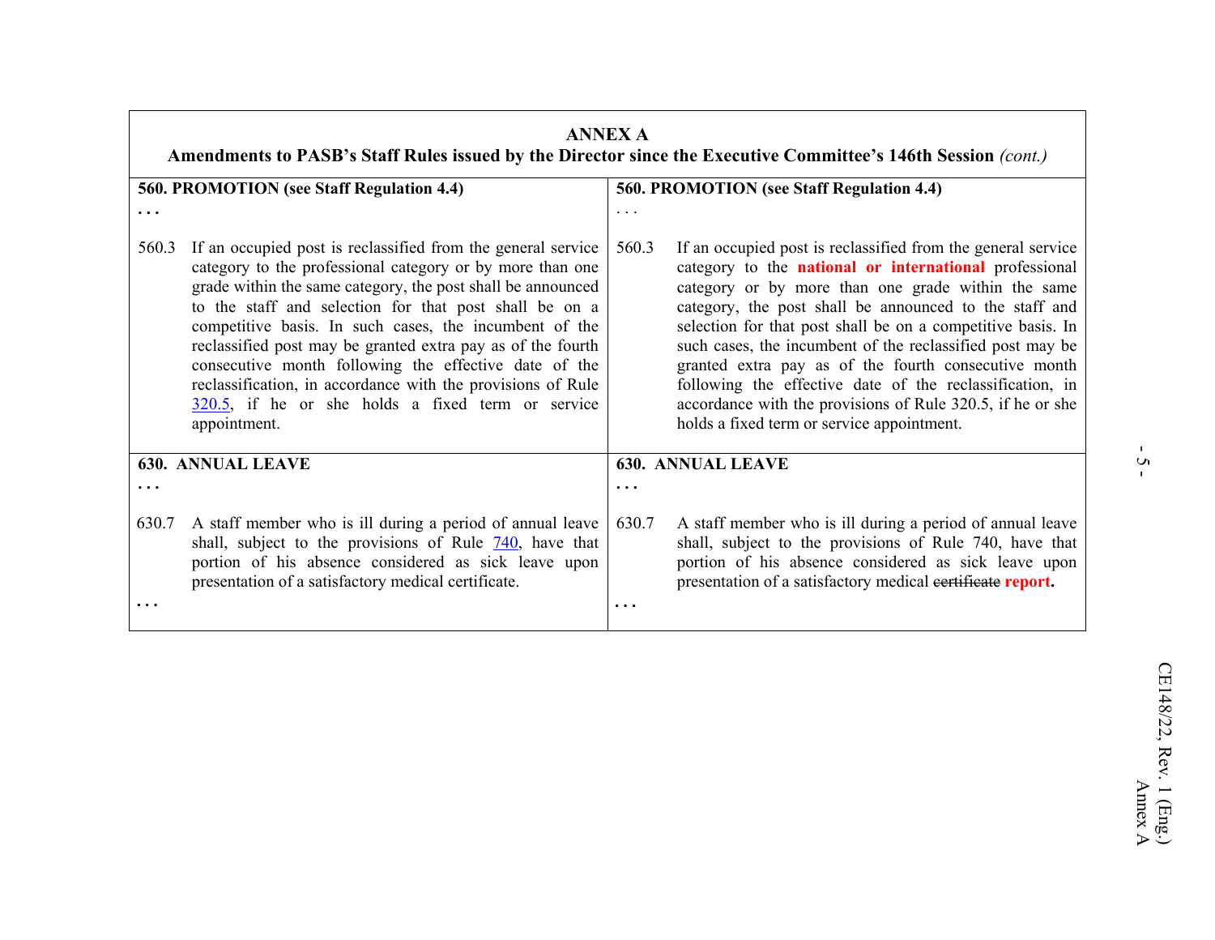**ANNEX A**

**Amendments to PASB's Staff Rules issued by the Director since the Executive Committee's 146th Session** *(cont.)*

| | |
|---|---|
| **560. PROMOTION (see Staff Regulation 4.4)**<br>**. . .**<br><br>560.3 If an occupied post is reclassified from the general service category to the professional category or by more than one grade within the same category, the post shall be announced to the staff and selection for that post shall be on a competitive basis. In such cases, the incumbent of the reclassified post may be granted extra pay as of the fourth consecutive month following the effective date of the reclassification, in accordance with the provisions of Rule 320.5, if he or she holds a fixed term or service appointment. | **560. PROMOTION (see Staff Regulation 4.4)**<br>. . .<br><br>560.3 If an occupied post is reclassified from the general service category to the **national or international** professional category or by more than one grade within the same category, the post shall be announced to the staff and selection for that post shall be on a competitive basis. In such cases, the incumbent of the reclassified post may be granted extra pay as of the fourth consecutive month following the effective date of the reclassification, in accordance with the provisions of Rule 320.5, if he or she holds a fixed term or service appointment. |
| **630. ANNUAL LEAVE**<br>**. . .**<br><br>630.7 A staff member who is ill during a period of annual leave shall, subject to the provisions of Rule 740, have that portion of his absence considered as sick leave upon presentation of a satisfactory medical certificate.<br>**. . .** | **630. ANNUAL LEAVE**<br>**. . .**<br><br>630.7 A staff member who is ill during a period of annual leave shall, subject to the provisions of Rule 740, have that portion of his absence considered as sick leave upon presentation of a satisfactory medical ~~certificate~~ **report.**<br>**. . .** |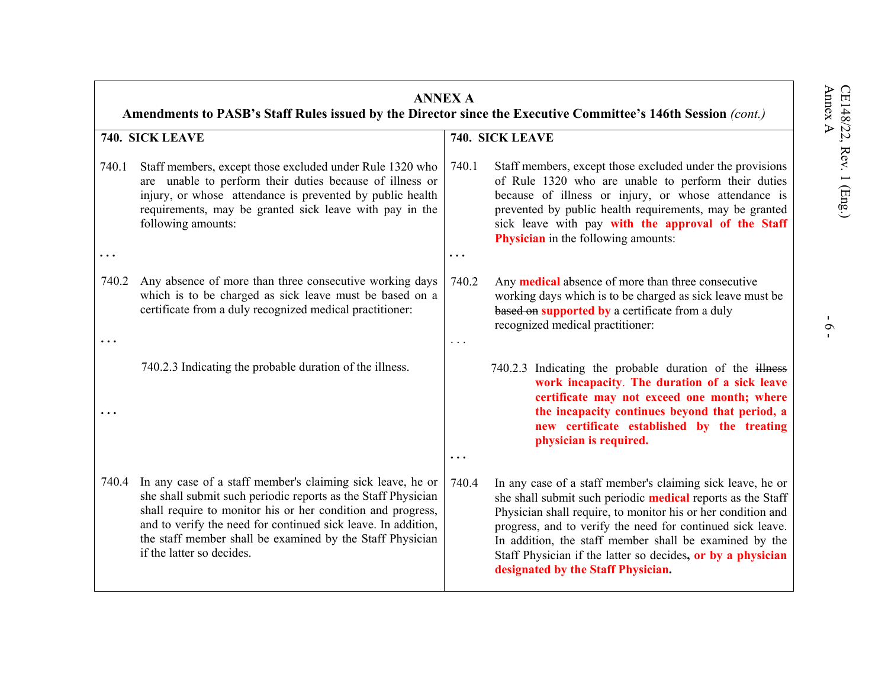**ANNEX A**

**Amendments to PASB's Staff Rules issued by the Director since the Executive Committee's 146th Session** *(cont.)*

| **740. SICK LEAVE** | **740. SICK LEAVE** |
|---|---|
| 740.1 Staff members, except those excluded under Rule 1320 who are unable to perform their duties because of illness or injury, or whose attendance is prevented by public health requirements, may be granted sick leave with pay in the following amounts: | 740.1 Staff members, except those excluded under the provisions of Rule 1320 who are unable to perform their duties because of illness or injury, or whose attendance is prevented by public health requirements, may be granted sick leave with pay **with the approval of the Staff Physician** in the following amounts: |
| . . . | . . . |
| 740.2 Any absence of more than three consecutive working days which is to be charged as sick leave must be based on a certificate from a duly recognized medical practitioner: | 740.2 Any **medical** absence of more than three consecutive working days which is to be charged as sick leave must be ~~based on~~ **supported by** a certificate from a duly recognized medical practitioner: |
| . . . | . . . |
| 740.2.3 Indicating the probable duration of the illness. | 740.2.3 Indicating the probable duration of the ~~illness~~ **work incapacity**. **The duration of a sick leave certificate may not exceed one month; where the incapacity continues beyond that period, a new certificate established by the treating physician is required.** |
| . . . | . . . |
| 740.4 In any case of a staff member's claiming sick leave, he or she shall submit such periodic reports as the Staff Physician shall require to monitor his or her condition and progress, and to verify the need for continued sick leave. In addition, the staff member shall be examined by the Staff Physician if the latter so decides. | 740.4 In any case of a staff member's claiming sick leave, he or she shall submit such periodic **medical** reports as the Staff Physician shall require, to monitor his or her condition and progress, and to verify the need for continued sick leave. In addition, the staff member shall be examined by the Staff Physician if the latter so decides**, or by a physician designated by the Staff Physician.** |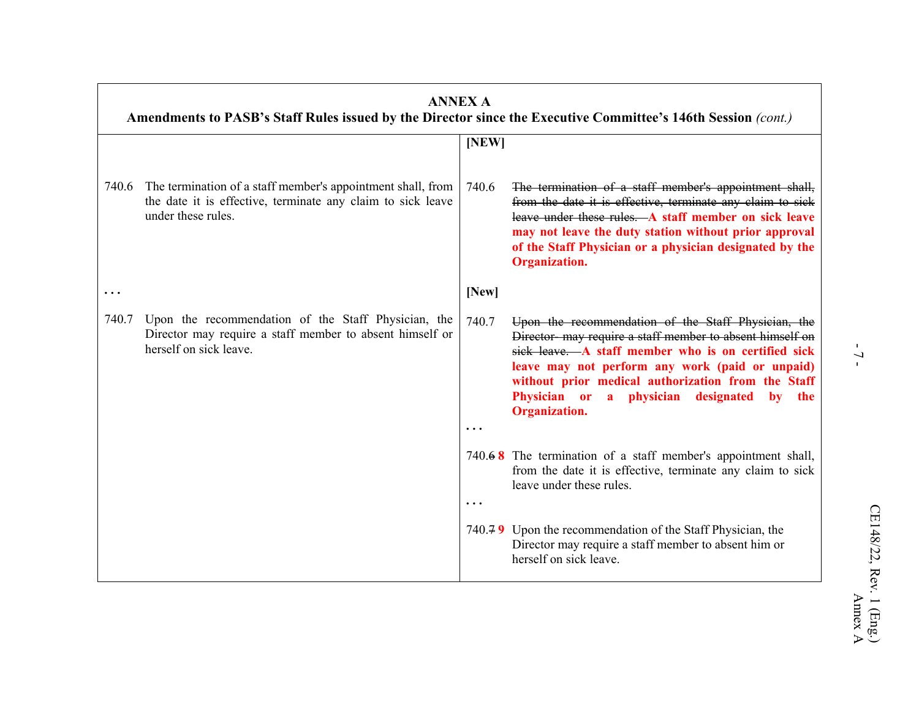**ANNEX A**

**Amendments to PASB's Staff Rules issued by the Director since the Executive Committee's 146th Session** *(cont.)*

| | |
|---|---|
| | **[NEW]** |
| 740.6 The termination of a staff member's appointment shall, from the date it is effective, terminate any claim to sick leave under these rules. | 740.6 ~~The termination of a staff member's appointment shall, from the date it is effective, terminate any claim to sick leave under these rules.~~ **A staff member on sick leave may not leave the duty station without prior approval of the Staff Physician or a physician designated by the Organization.** |
| . . . | **[New]** |
| 740.7 Upon the recommendation of the Staff Physician, the Director may require a staff member to absent himself or herself on sick leave. | 740.7 ~~Upon the recommendation of the Staff Physician, the Director may require a staff member to absent himself on sick leave.~~ **A staff member who is on certified sick leave may not perform any work (paid or unpaid) without prior medical authorization from the Staff Physician or a physician designated by the Organization.** |
| | . . . |
| | 740.~~6~~ **8** The termination of a staff member's appointment shall, from the date it is effective, terminate any claim to sick leave under these rules. |
| | . . . |
| | 740.~~7~~ **9** Upon the recommendation of the Staff Physician, the Director may require a staff member to absent him or herself on sick leave. |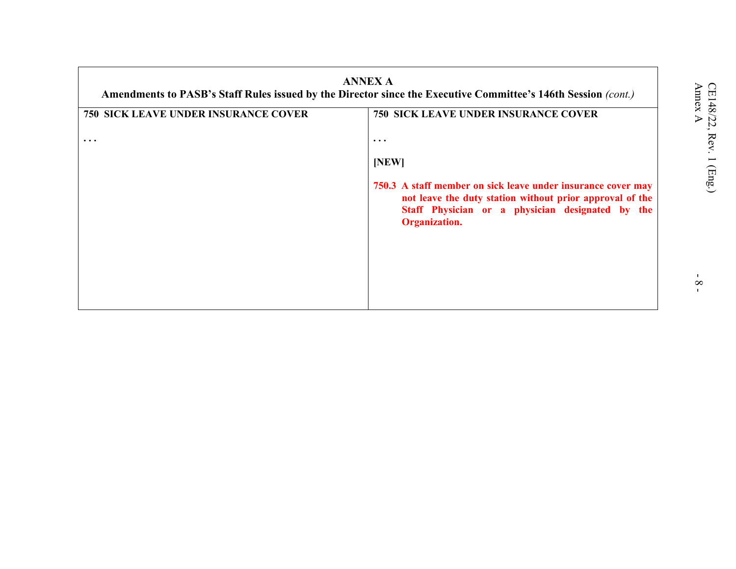**ANNEX A**
**Amendments to PASB's Staff Rules issued by the Director since the Executive Committee's 146th Session** *(cont.)*

| 750 SICK LEAVE UNDER INSURANCE COVER | 750 SICK LEAVE UNDER INSURANCE COVER |
|---|---|
| . . . | . . . |
| | **[NEW]** |
| | **750.3 A staff member on sick leave under insurance cover may not leave the duty station without prior approval of the Staff Physician or a physician designated by the Organization.** |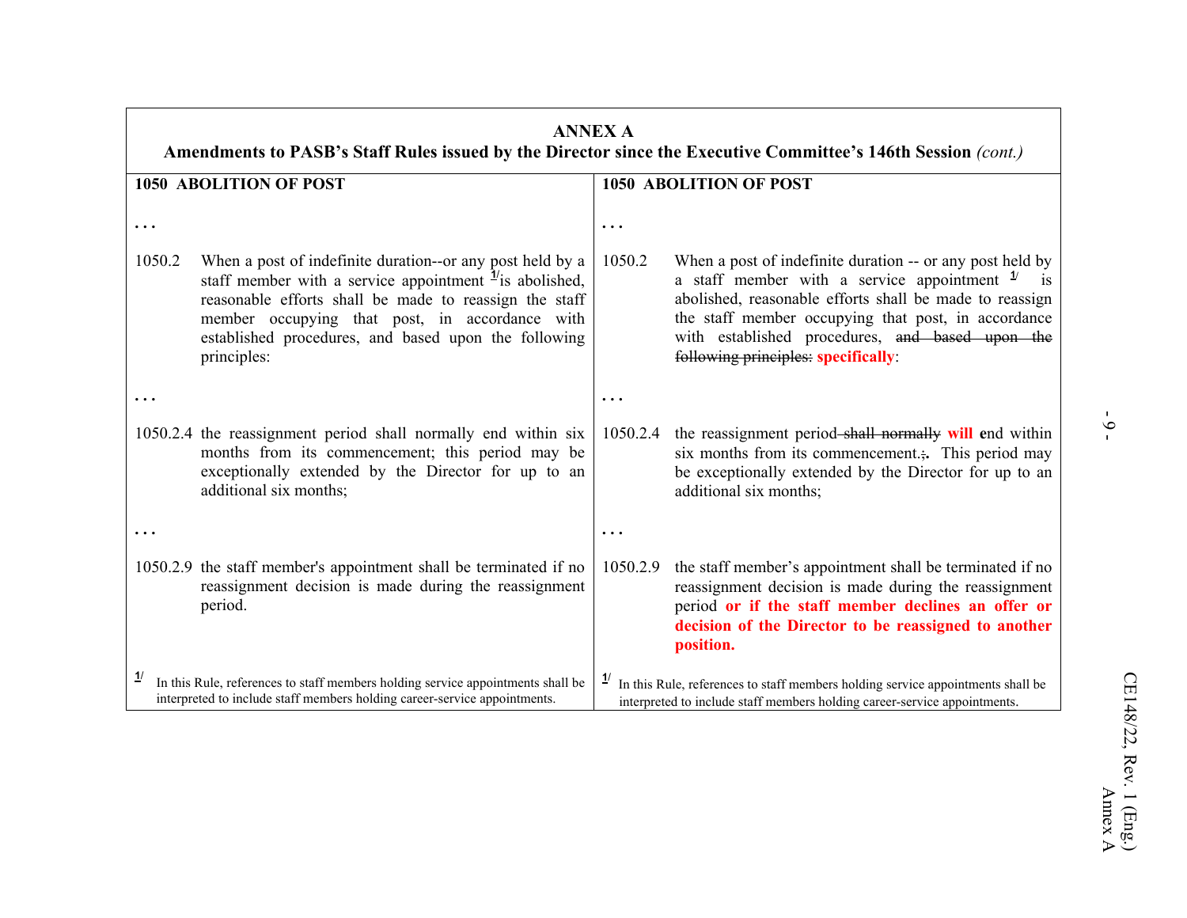## ANNEX A

**Amendments to PASB's Staff Rules issued by the Director since the Executive Committee's 146th Session** *(cont.)*

| **1050 ABOLITION OF POST** | **1050 ABOLITION OF POST** |
|---|---|
| . . . | . . . |
| 1050.2 When a post of indefinite duration--or any post held by a staff member with a service appointment [1] is abolished, reasonable efforts shall be made to reassign the staff member occupying that post, in accordance with established procedures, and based upon the following principles: | 1050.2 When a post of indefinite duration -- or any post held by a staff member with a service appointment [1] is abolished, reasonable efforts shall be made to reassign the staff member occupying that post, in accordance with established procedures, ~~and based upon the following principles:~~ **specifically**: |
| . . . | . . . |
| 1050.2.4 the reassignment period shall normally end within six months from its commencement; this period may be exceptionally extended by the Director for up to an additional six months; | 1050.2.4 the reassignment period ~~shall normally~~ **will** end within six months from its commencement.~~;~~ This period may be exceptionally extended by the Director for up to an additional six months; |
| . . . | . . . |
| 1050.2.9 the staff member's appointment shall be terminated if no reassignment decision is made during the reassignment period. | 1050.2.9 the staff member's appointment shall be terminated if no reassignment decision is made during the reassignment period **or if the staff member declines an offer or decision of the Director to be reassigned to another position.** |
| [1] In this Rule, references to staff members holding service appointments shall be interpreted to include staff members holding career-service appointments. | [1] In this Rule, references to staff members holding service appointments shall be interpreted to include staff members holding career-service appointments. |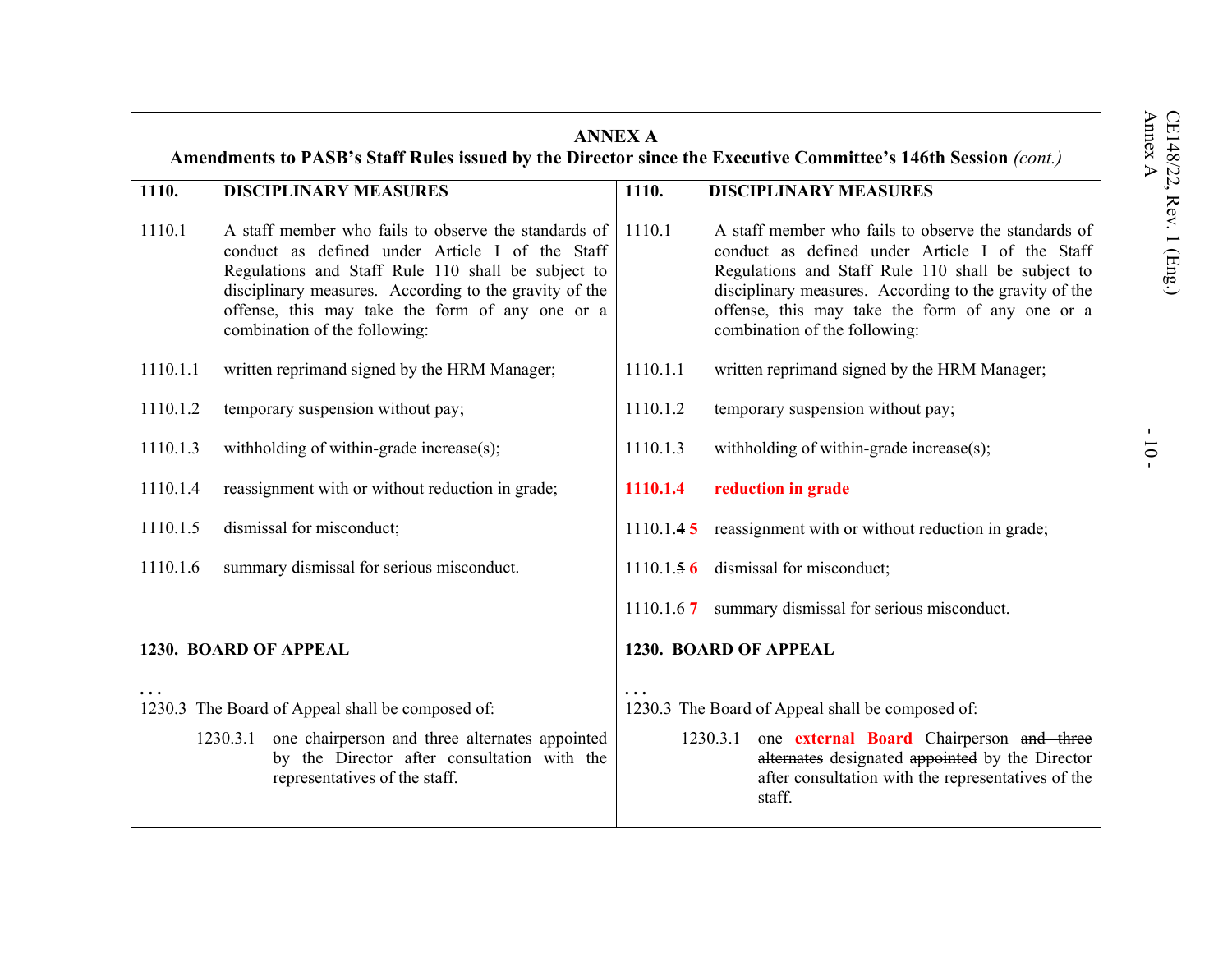## ANNEX A

**Amendments to PASB's Staff Rules issued by the Director since the Executive Committee's 146th Session** *(cont.)*

| **1110. DISCIPLINARY MEASURES** | **1110. DISCIPLINARY MEASURES** |
|---|---|
| 1110.1 A staff member who fails to observe the standards of conduct as defined under Article I of the Staff Regulations and Staff Rule 110 shall be subject to disciplinary measures. According to the gravity of the offense, this may take the form of any one or a combination of the following: | 1110.1 A staff member who fails to observe the standards of conduct as defined under Article I of the Staff Regulations and Staff Rule 110 shall be subject to disciplinary measures. According to the gravity of the offense, this may take the form of any one or a combination of the following: |
| 1110.1.1 written reprimand signed by the HRM Manager; | 1110.1.1 written reprimand signed by the HRM Manager; |
| 1110.1.2 temporary suspension without pay; | 1110.1.2 temporary suspension without pay; |
| 1110.1.3 withholding of within-grade increase(s); | 1110.1.3 withholding of within-grade increase(s); |
| 1110.1.4 reassignment with or without reduction in grade; | **1110.1.4 reduction in grade** |
| 1110.1.5 dismissal for misconduct; | 1110.1.~~4~~ **5** reassignment with or without reduction in grade; |
| 1110.1.6 summary dismissal for serious misconduct. | 1110.1.~~5~~ **6** dismissal for misconduct; |
| | 1110.1.~~6~~ **7** summary dismissal for serious misconduct. |
| **1230. BOARD OF APPEAL** | **1230. BOARD OF APPEAL** |
| . . . | . . . |
| 1230.3 The Board of Appeal shall be composed of: | 1230.3 The Board of Appeal shall be composed of: |
| 1230.3.1 one chairperson and three alternates appointed by the Director after consultation with the representatives of the staff. | 1230.3.1 one **external Board** Chairperson ~~and three alternates~~ designated ~~appointed~~ by the Director after consultation with the representatives of the staff. |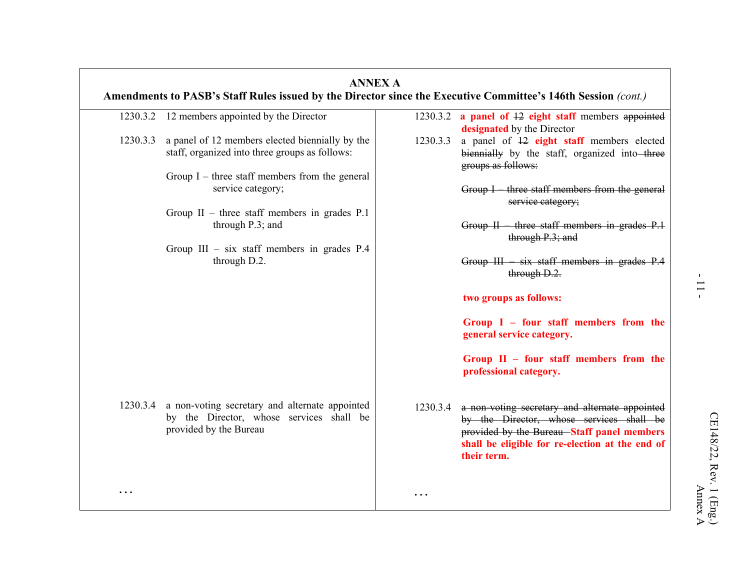**ANNEX A**

**Amendments to PASB's Staff Rules issued by the Director since the Executive Committee's 146th Session** *(cont.)*

| Current text | Amended text |
|---|---|
| 1230.3.2 12 members appointed by the Director | 1230.3.2 **a panel of** ~~12~~ **eight staff** members ~~appointed~~ **designated** by the Director |
| 1230.3.3 a panel of 12 members elected biennially by the staff, organized into three groups as follows:<br><br>Group I – three staff members from the general service category;<br><br>Group II – three staff members in grades P.1 through P.3; and<br><br>Group III – six staff members in grades P.4 through D.2. | 1230.3.3 a panel of ~~12~~ **eight staff** members elected ~~biennially~~ by the staff, organized into ~~three groups as follows:~~<br><br>~~Group I – three staff members from the general service category;~~<br><br>~~Group II – three staff members in grades P.1 through P.3; and~~<br><br>~~Group III – six staff members in grades P.4 through D.2.~~<br><br>**two groups as follows:**<br><br>**Group I – four staff members from the general service category.**<br><br>**Group II – four staff members from the professional category.** |
| 1230.3.4 a non-voting secretary and alternate appointed by the Director, whose services shall be provided by the Bureau | 1230.3.4 ~~a non-voting secretary and alternate appointed by the Director, whose services shall be provided by the Bureau~~ **Staff panel members shall be eligible for re-election at the end of their term.** |
| . . . | . . . |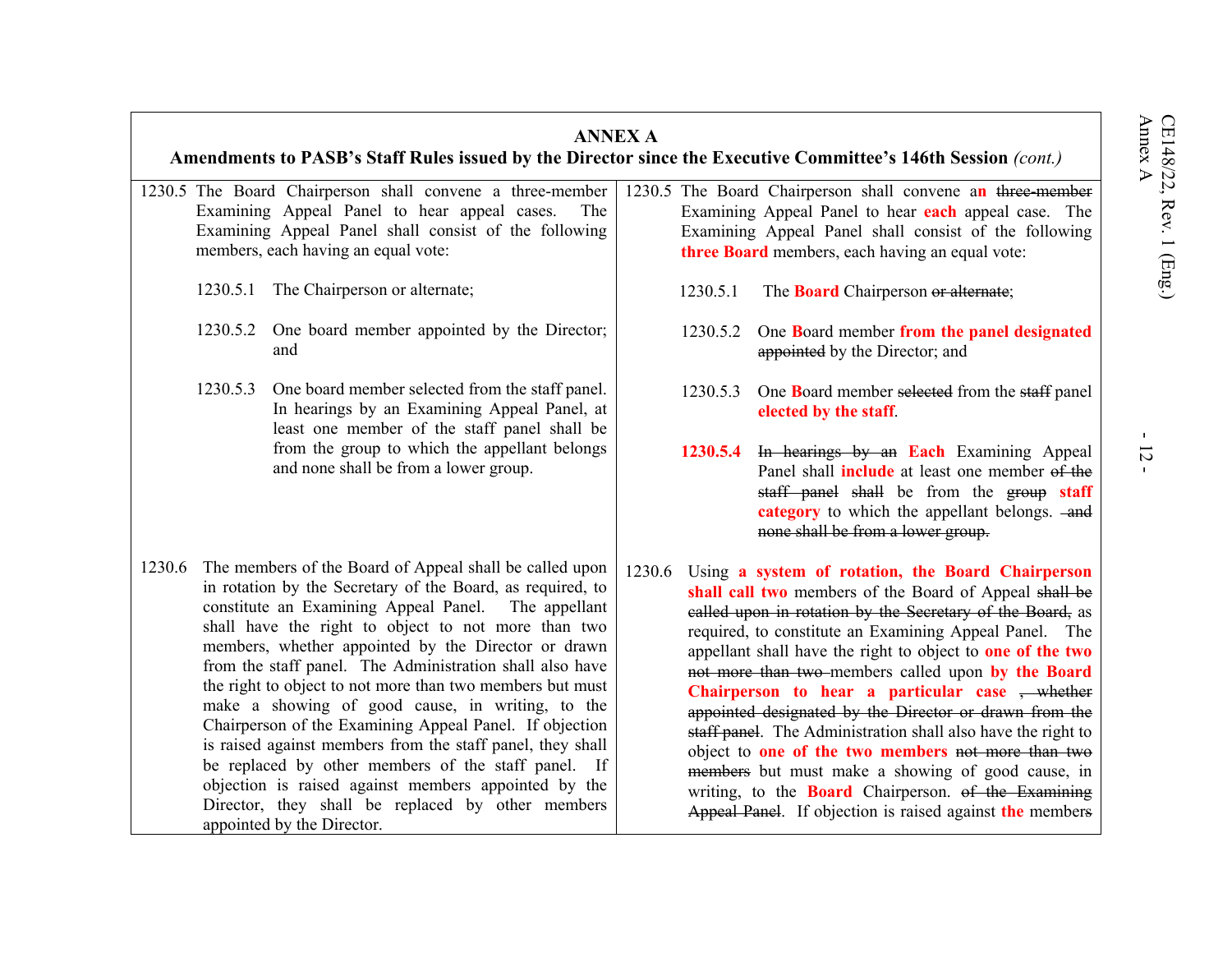**ANNEX A**

**Amendments to PASB's Staff Rules issued by the Director since the Executive Committee's 146th Session** *(cont.)*

| Current text | Amended text |
|---|---|
| 1230.5 The Board Chairperson shall convene a three-member Examining Appeal Panel to hear appeal cases. The Examining Appeal Panel shall consist of the following members, each having an equal vote:<br><br>1230.5.1 The Chairperson or alternate;<br><br>1230.5.2 One board member appointed by the Director; and<br><br>1230.5.3 One board member selected from the staff panel. In hearings by an Examining Appeal Panel, at least one member of the staff panel shall be from the group to which the appellant belongs and none shall be from a lower group. | 1230.5 The Board Chairperson shall convene a**n** ~~three-member~~ Examining Appeal Panel to hear **each** appeal case. The Examining Appeal Panel shall consist of the following **three Board** members, each having an equal vote:<br><br>1230.5.1 The **Board** Chairperson ~~or alternate~~;<br><br>1230.5.2 One **B**oard member **from the panel designated** ~~appointed~~ by the Director; and<br><br>1230.5.3 One **B**oard member ~~selected~~ from the ~~staff~~ panel **elected by the staff**.<br><br>**1230.5.4** ~~In hearings by an~~ **Each** Examining Appeal Panel shall **include** at least one member ~~of the staff panel shall~~ be from the ~~group~~ **staff category** to which the appellant belongs. ~~and none shall be from a lower group.~~ |
| 1230.6 The members of the Board of Appeal shall be called upon in rotation by the Secretary of the Board, as required, to constitute an Examining Appeal Panel. The appellant shall have the right to object to not more than two members, whether appointed by the Director or drawn from the staff panel. The Administration shall also have the right to object to not more than two members but must make a showing of good cause, in writing, to the Chairperson of the Examining Appeal Panel. If objection is raised against members from the staff panel, they shall be replaced by other members of the staff panel. If objection is raised against members appointed by the Director, they shall be replaced by other members appointed by the Director. | 1230.6 Using **a system of rotation, the Board Chairperson shall call two** members of the Board of Appeal ~~shall be called upon in rotation by the Secretary of the Board,~~ as required, to constitute an Examining Appeal Panel. The appellant shall have the right to object to **one of the two** ~~not more than two~~ members called upon **by the Board Chairperson to hear a particular case** ~~, whether appointed designated by the Director or drawn from the staff panel~~. The Administration shall also have the right to object to **one of the two members** ~~not more than two members~~ but must make a showing of good cause, in writing, to the **Board** Chairperson. ~~of the Examining Appeal Panel~~. If objection is raised against **the** member~~s~~ |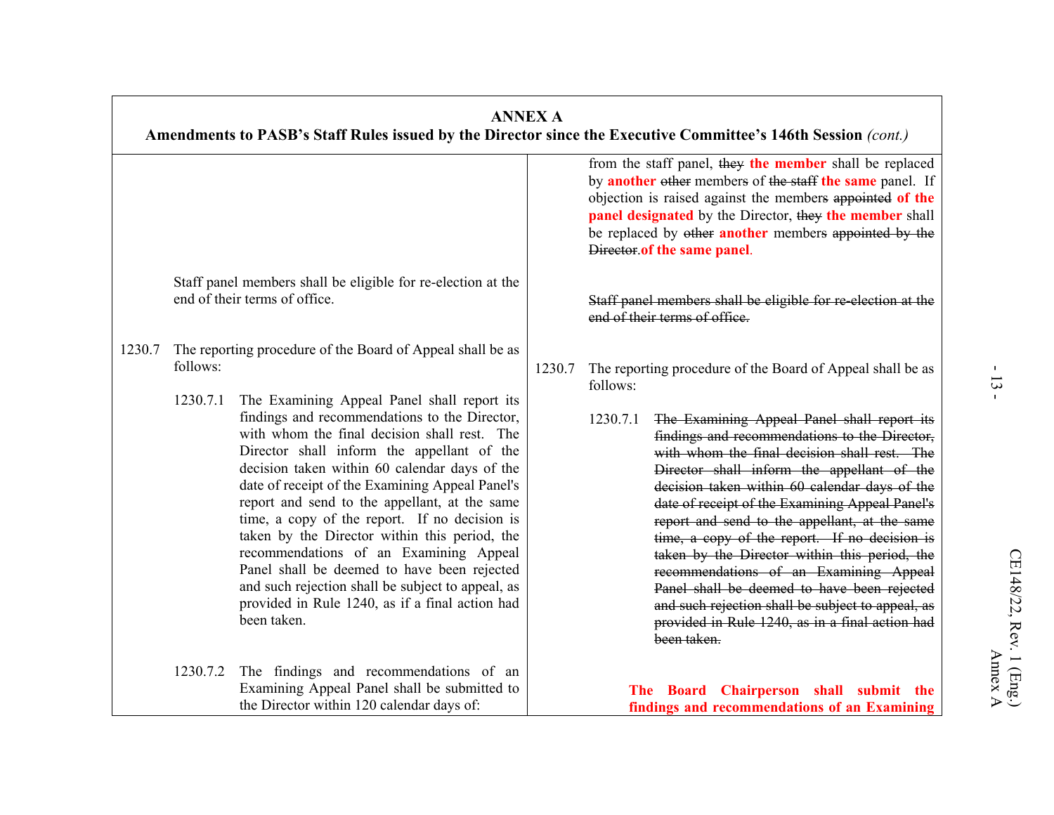**ANNEX A**

**Amendments to PASB's Staff Rules issued by the Director since the Executive Committee's 146th Session** *(cont.)*

| Current text | Amended text |
|---|---|
| | from the staff panel, ~~they~~ **the member** shall be replaced by **another** ~~other~~ members of ~~the staff~~ **the same** panel. If objection is raised against the members ~~appointed~~ **of the panel designated** by the Director, ~~they~~ **the member** shall be replaced by ~~other~~ **another** members ~~appointed by the Director.~~ **of the same panel**. |
| Staff panel members shall be eligible for re-election at the end of their terms of office. | ~~Staff panel members shall be eligible for re-election at the end of their terms of office.~~ |
| 1230.7 The reporting procedure of the Board of Appeal shall be as follows: | 1230.7 The reporting procedure of the Board of Appeal shall be as follows: |
| 1230.7.1 The Examining Appeal Panel shall report its findings and recommendations to the Director, with whom the final decision shall rest. The Director shall inform the appellant of the decision taken within 60 calendar days of the date of receipt of the Examining Appeal Panel's report and send to the appellant, at the same time, a copy of the report. If no decision is taken by the Director within this period, the recommendations of an Examining Appeal Panel shall be deemed to have been rejected and such rejection shall be subject to appeal, as provided in Rule 1240, as if a final action had been taken. | 1230.7.1 ~~The Examining Appeal Panel shall report its findings and recommendations to the Director, with whom the final decision shall rest. The Director shall inform the appellant of the decision taken within 60 calendar days of the date of receipt of the Examining Appeal Panel's report and send to the appellant, at the same time, a copy of the report. If no decision is taken by the Director within this period, the recommendations of an Examining Appeal Panel shall be deemed to have been rejected and such rejection shall be subject to appeal, as provided in Rule 1240, as in a final action had been taken.~~ |
| 1230.7.2 The findings and recommendations of an Examining Appeal Panel shall be submitted to the Director within 120 calendar days of: | **The Board Chairperson shall submit the findings and recommendations of an Examining** |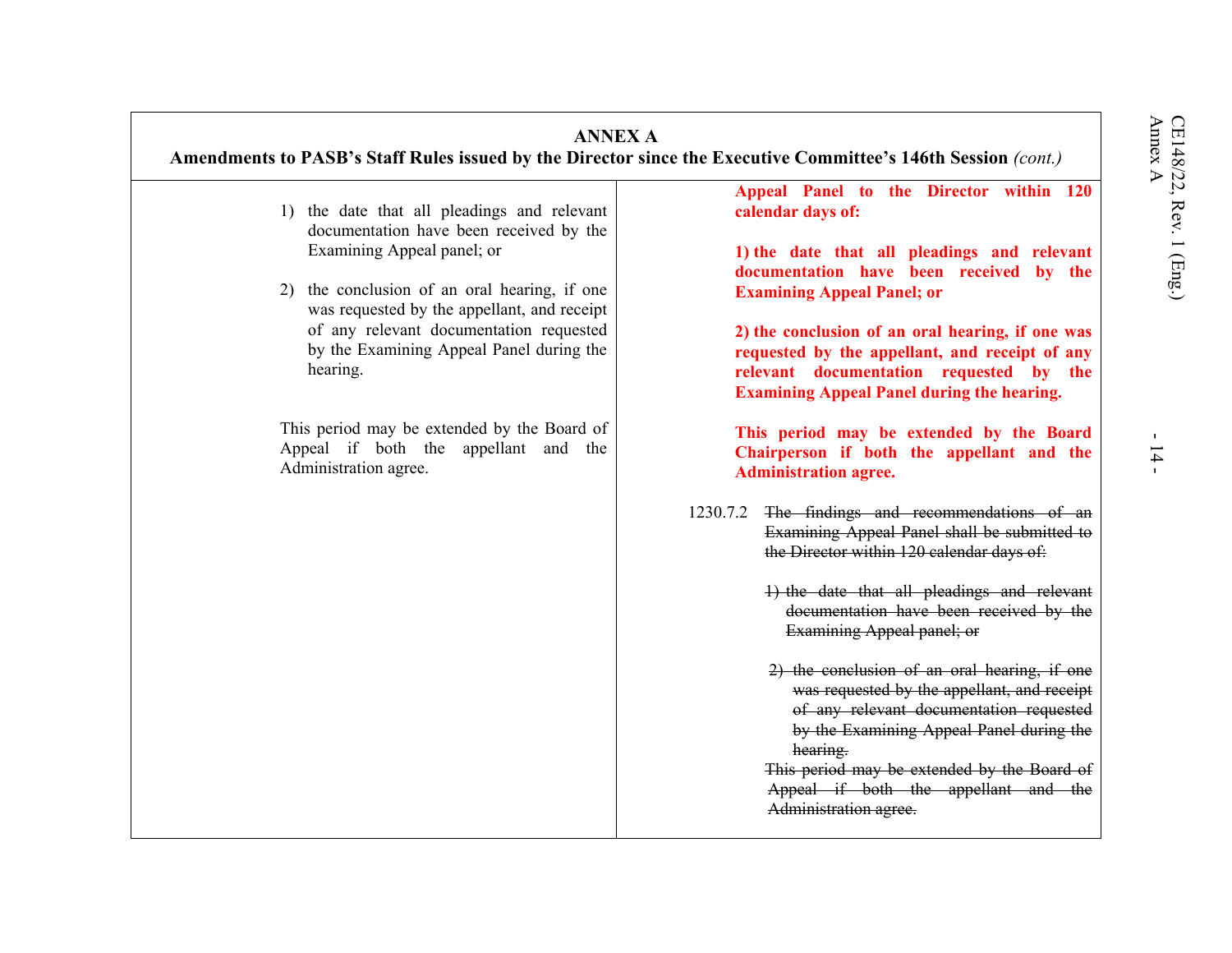**ANNEX A**

**Amendments to PASB's Staff Rules issued by the Director since the Executive Committee's 146th Session** *(cont.)*

| | |
|---|---|
| 1) the date that all pleadings and relevant documentation have been received by the Examining Appeal panel; or<br><br>2) the conclusion of an oral hearing, if one was requested by the appellant, and receipt of any relevant documentation requested by the Examining Appeal Panel during the hearing.<br><br>This period may be extended by the Board of Appeal if both the appellant and the Administration agree. | **Appeal Panel to the Director within 120 calendar days of:**<br><br>**1) the date that all pleadings and relevant documentation have been received by the Examining Appeal Panel; or**<br><br>**2) the conclusion of an oral hearing, if one was requested by the appellant, and receipt of any relevant documentation requested by the Examining Appeal Panel during the hearing.**<br><br>**This period may be extended by the Board Chairperson if both the appellant and the Administration agree.**<br><br>1230.7.2 ~~The findings and recommendations of an Examining Appeal Panel shall be submitted to the Director within 120 calendar days of:~~<br><br>~~1) the date that all pleadings and relevant documentation have been received by the Examining Appeal panel; or~~<br><br>~~2) the conclusion of an oral hearing, if one was requested by the appellant, and receipt of any relevant documentation requested by the Examining Appeal Panel during the hearing.~~<br>~~This period may be extended by the Board of Appeal if both the appellant and the Administration agree.~~ |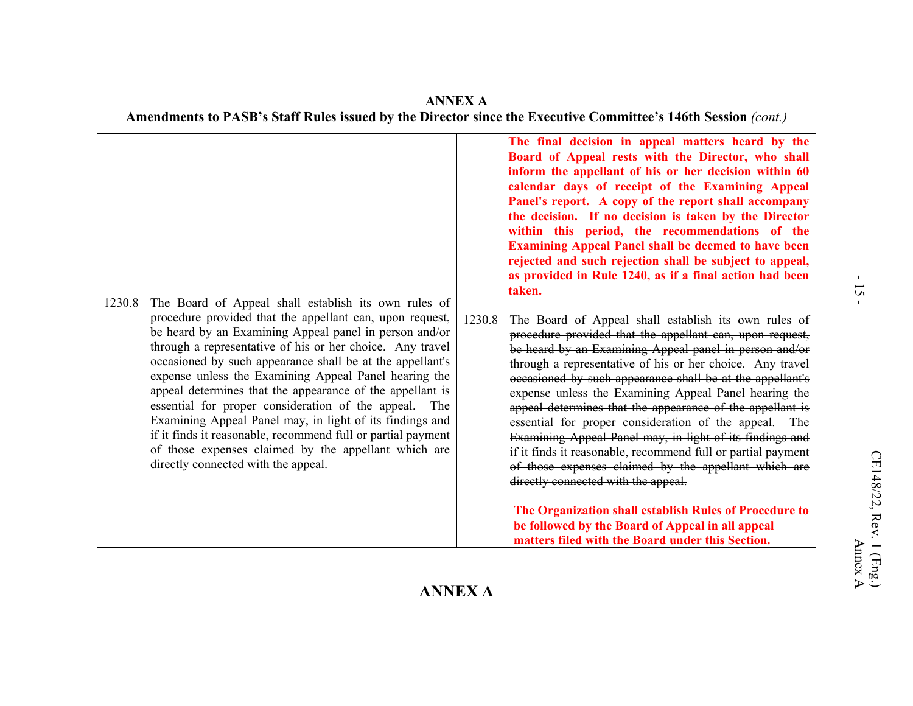**ANNEX A**

**Amendments to PASB's Staff Rules issued by the Director since the Executive Committee's 146th Session** *(cont.)*

| | |
|---|---|
| | **The final decision in appeal matters heard by the Board of Appeal rests with the Director, who shall inform the appellant of his or her decision within 60 calendar days of receipt of the Examining Appeal Panel's report. A copy of the report shall accompany the decision. If no decision is taken by the Director within this period, the recommendations of the Examining Appeal Panel shall be deemed to have been rejected and such rejection shall be subject to appeal, as provided in Rule 1240, as if a final action had been taken.** |
| 1230.8 The Board of Appeal shall establish its own rules of procedure provided that the appellant can, upon request, be heard by an Examining Appeal panel in person and/or through a representative of his or her choice. Any travel occasioned by such appearance shall be at the appellant's expense unless the Examining Appeal Panel hearing the appeal determines that the appearance of the appellant is essential for proper consideration of the appeal. The Examining Appeal Panel may, in light of its findings and if it finds it reasonable, recommend full or partial payment of those expenses claimed by the appellant which are directly connected with the appeal. | 1230.8 ~~The Board of Appeal shall establish its own rules of procedure provided that the appellant can, upon request, be heard by an Examining Appeal panel in person and/or through a representative of his or her choice. Any travel occasioned by such appearance shall be at the appellant's expense unless the Examining Appeal Panel hearing the appeal determines that the appearance of the appellant is essential for proper consideration of the appeal. The Examining Appeal Panel may, in light of its findings and if it finds it reasonable, recommend full or partial payment of those expenses claimed by the appellant which are directly connected with the appeal.~~ **The Organization shall establish Rules of Procedure to be followed by the Board of Appeal in all appeal matters filed with the Board under this Section.** |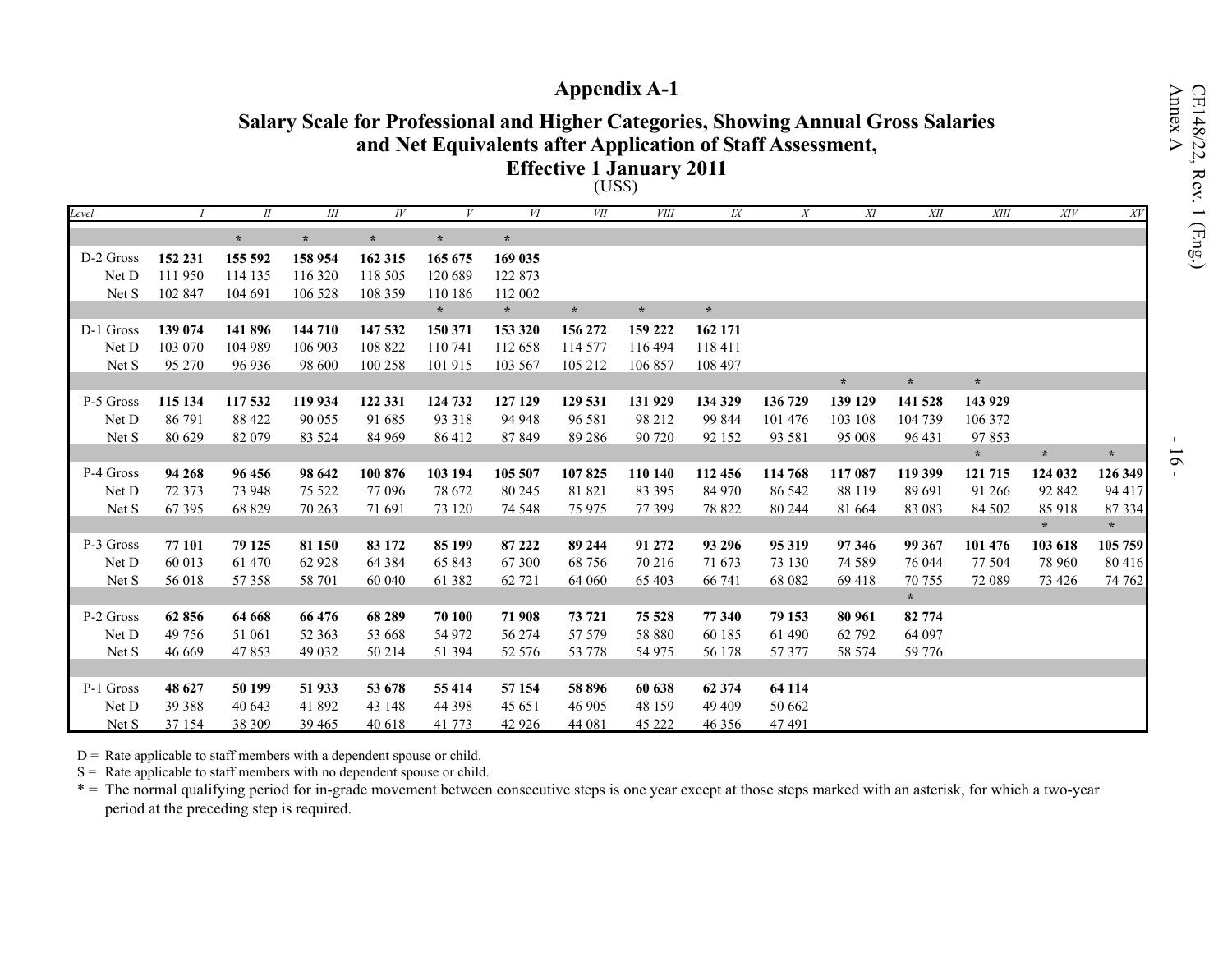# Appendix A-1

## Salary Scale for Professional and Higher Categories, Showing Annual Gross Salaries and Net Equivalents after Application of Staff Assessment, Effective 1 January 2011

(US$)

| Level | I | II | III | IV | V | VI | VII | VIII | IX | X | XI | XII | XIII | XIV | XV |
|---|---|---|---|---|---|---|---|---|---|---|---|---|---|---|---|
| | | * | * | * | * | * | | | | | | | | | |
| D-2 Gross | **152 231** | **155 592** | **158 954** | **162 315** | **165 675** | **169 035** | | | | | | | | | |
| Net D | 111 950 | 114 135 | 116 320 | 118 505 | 120 689 | 122 873 | | | | | | | | | |
| Net S | 102 847 | 104 691 | 106 528 | 108 359 | 110 186 | 112 002 | | | | | | | | | |
| | | | | | * | * | * | * | * | | | | | | |
| D-1 Gross | **139 074** | **141 896** | **144 710** | **147 532** | **150 371** | **153 320** | **156 272** | **159 222** | **162 171** | | | | | | |
| Net D | 103 070 | 104 989 | 106 903 | 108 822 | 110 741 | 112 658 | 114 577 | 116 494 | 118 411 | | | | | | |
| Net S | 95 270 | 96 936 | 98 600 | 100 258 | 101 915 | 103 567 | 105 212 | 106 857 | 108 497 | | | | | | |
| | | | | | | | | | | | * | * | * | | |
| P-5 Gross | **115 134** | **117 532** | **119 934** | **122 331** | **124 732** | **127 129** | **129 531** | **131 929** | **134 329** | **136 729** | **139 129** | **141 528** | **143 929** | | |
| Net D | 86 791 | 88 422 | 90 055 | 91 685 | 93 318 | 94 948 | 96 581 | 98 212 | 99 844 | 101 476 | 103 108 | 104 739 | 106 372 | | |
| Net S | 80 629 | 82 079 | 83 524 | 84 969 | 86 412 | 87 849 | 89 286 | 90 720 | 92 152 | 93 581 | 95 008 | 96 431 | 97 853 | | |
| | | | | | | | | | | | | | * | * | * |
| P-4 Gross | **94 268** | **96 456** | **98 642** | **100 876** | **103 194** | **105 507** | **107 825** | **110 140** | **112 456** | **114 768** | **117 087** | **119 399** | **121 715** | **124 032** | **126 349** |
| Net D | 72 373 | 73 948 | 75 522 | 77 096 | 78 672 | 80 245 | 81 821 | 83 395 | 84 970 | 86 542 | 88 119 | 89 691 | 91 266 | 92 842 | 94 417 |
| Net S | 67 395 | 68 829 | 70 263 | 71 691 | 73 120 | 74 548 | 75 975 | 77 399 | 78 822 | 80 244 | 81 664 | 83 083 | 84 502 | 85 918 | 87 334 |
| | | | | | | | | | | | | | | * | * |
| P-3 Gross | **77 101** | **79 125** | **81 150** | **83 172** | **85 199** | **87 222** | **89 244** | **91 272** | **93 296** | **95 319** | **97 346** | **99 367** | **101 476** | **103 618** | **105 759** |
| Net D | 60 013 | 61 470 | 62 928 | 64 384 | 65 843 | 67 300 | 68 756 | 70 216 | 71 673 | 73 130 | 74 589 | 76 044 | 77 504 | 78 960 | 80 416 |
| Net S | 56 018 | 57 358 | 58 701 | 60 040 | 61 382 | 62 721 | 64 060 | 65 403 | 66 741 | 68 082 | 69 418 | 70 755 | 72 089 | 73 426 | 74 762 |
| | | | | | | | | | | | | * | | | |
| P-2 Gross | **62 856** | **64 668** | **66 476** | **68 289** | **70 100** | **71 908** | **73 721** | **75 528** | **77 340** | **79 153** | **80 961** | **82 774** | | | |
| Net D | 49 756 | 51 061 | 52 363 | 53 668 | 54 972 | 56 274 | 57 579 | 58 880 | 60 185 | 61 490 | 62 792 | 64 097 | | | |
| Net S | 46 669 | 47 853 | 49 032 | 50 214 | 51 394 | 52 576 | 53 778 | 54 975 | 56 178 | 57 377 | 58 574 | 59 776 | | | |
| | | | | | | | | | | | | | | | |
| P-1 Gross | **48 627** | **50 199** | **51 933** | **53 678** | **55 414** | **57 154** | **58 896** | **60 638** | **62 374** | **64 114** | | | | | |
| Net D | 39 388 | 40 643 | 41 892 | 43 148 | 44 398 | 45 651 | 46 905 | 48 159 | 49 409 | 50 662 | | | | | |
| Net S | 37 154 | 38 309 | 39 465 | 40 618 | 41 773 | 42 926 | 44 081 | 45 222 | 46 356 | 47 491 | | | | | |

D = Rate applicable to staff members with a dependent spouse or child.

S = Rate applicable to staff members with no dependent spouse or child.

* = The normal qualifying period for in-grade movement between consecutive steps is one year except at those steps marked with an asterisk, for which a two-year period at the preceding step is required.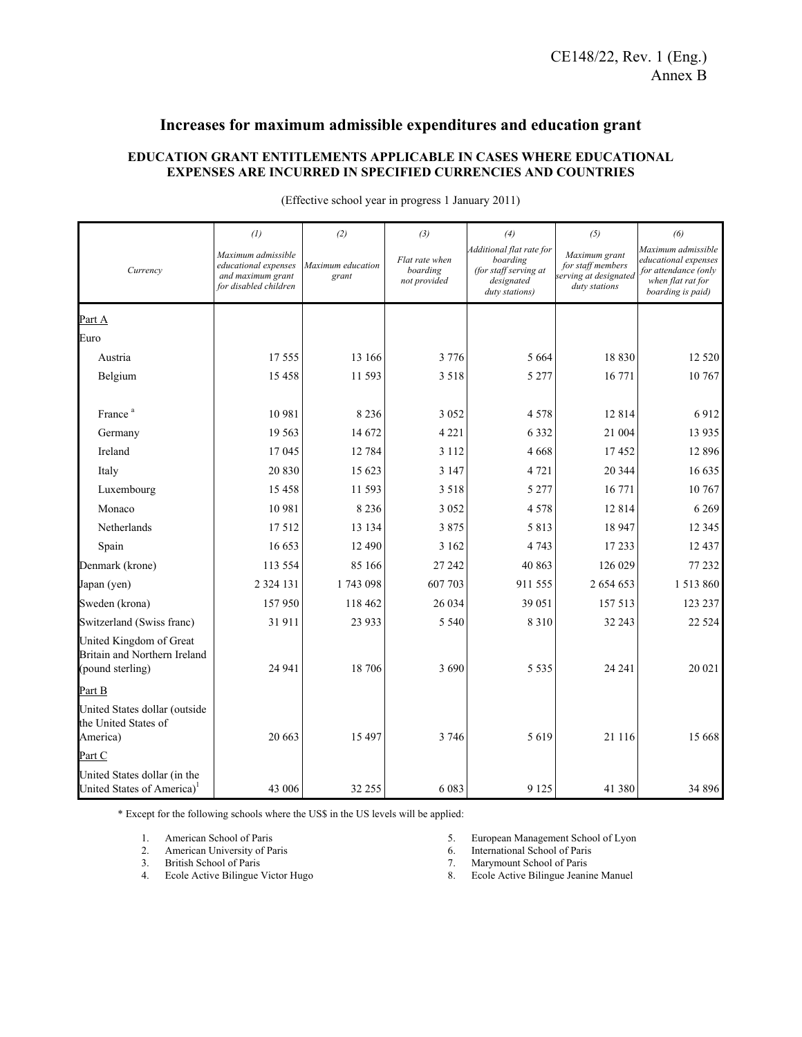# Increases for maximum admissible expenditures and education grant

### EDUCATION GRANT ENTITLEMENTS APPLICABLE IN CASES WHERE EDUCATIONAL EXPENSES ARE INCURRED IN SPECIFIED CURRENCIES AND COUNTRIES

(Effective school year in progress 1 January 2011)

| Currency | (1) *Maximum admissible educational expenses and maximum grant for disabled children* | (2) *Maximum education grant* | (3) *Flat rate when boarding not provided* | (4) *Additional flat rate for boarding (for staff serving at designated duty stations)* | (5) *Maximum grant for staff members serving at designated duty stations* | (6) *Maximum admissible educational expenses for attendance (only when flat rat for boarding is paid)* |
|---|---|---|---|---|---|---|
| Part A | | | | | | |
| Euro | | | | | | |
| Austria | 17 555 | 13 166 | 3 776 | 5 664 | 18 830 | 12 520 |
| Belgium | 15 458 | 11 593 | 3 518 | 5 277 | 16 771 | 10 767 |
| France [a] | 10 981 | 8 236 | 3 052 | 4 578 | 12 814 | 6 912 |
| Germany | 19 563 | 14 672 | 4 221 | 6 332 | 21 004 | 13 935 |
| Ireland | 17 045 | 12 784 | 3 112 | 4 668 | 17 452 | 12 896 |
| Italy | 20 830 | 15 623 | 3 147 | 4 721 | 20 344 | 16 635 |
| Luxembourg | 15 458 | 11 593 | 3 518 | 5 277 | 16 771 | 10 767 |
| Monaco | 10 981 | 8 236 | 3 052 | 4 578 | 12 814 | 6 269 |
| Netherlands | 17 512 | 13 134 | 3 875 | 5 813 | 18 947 | 12 345 |
| Spain | 16 653 | 12 490 | 3 162 | 4 743 | 17 233 | 12 437 |
| Denmark (krone) | 113 554 | 85 166 | 27 242 | 40 863 | 126 029 | 77 232 |
| Japan (yen) | 2 324 131 | 1 743 098 | 607 703 | 911 555 | 2 654 653 | 1 513 860 |
| Sweden (krona) | 157 950 | 118 462 | 26 034 | 39 051 | 157 513 | 123 237 |
| Switzerland (Swiss franc) | 31 911 | 23 933 | 5 540 | 8 310 | 32 243 | 22 524 |
| United Kingdom of Great Britain and Northern Ireland (pound sterling) | 24 941 | 18 706 | 3 690 | 5 535 | 24 241 | 20 021 |
| Part B | | | | | | |
| United States dollar (outside the United States of America) | 20 663 | 15 497 | 3 746 | 5 619 | 21 116 | 15 668 |
| Part C | | | | | | |
| United States dollar (in the United States of America)[1] | 43 006 | 32 255 | 6 083 | 9 125 | 41 380 | 34 896 |

* Except for the following schools where the US$ in the US levels will be applied:

1. American School of Paris
2. American University of Paris
3. British School of Paris
4. Ecole Active Bilingue Victor Hugo
5. European Management School of Lyon
6. International School of Paris
7. Marymount School of Paris
8. Ecole Active Bilingue Jeanine Manuel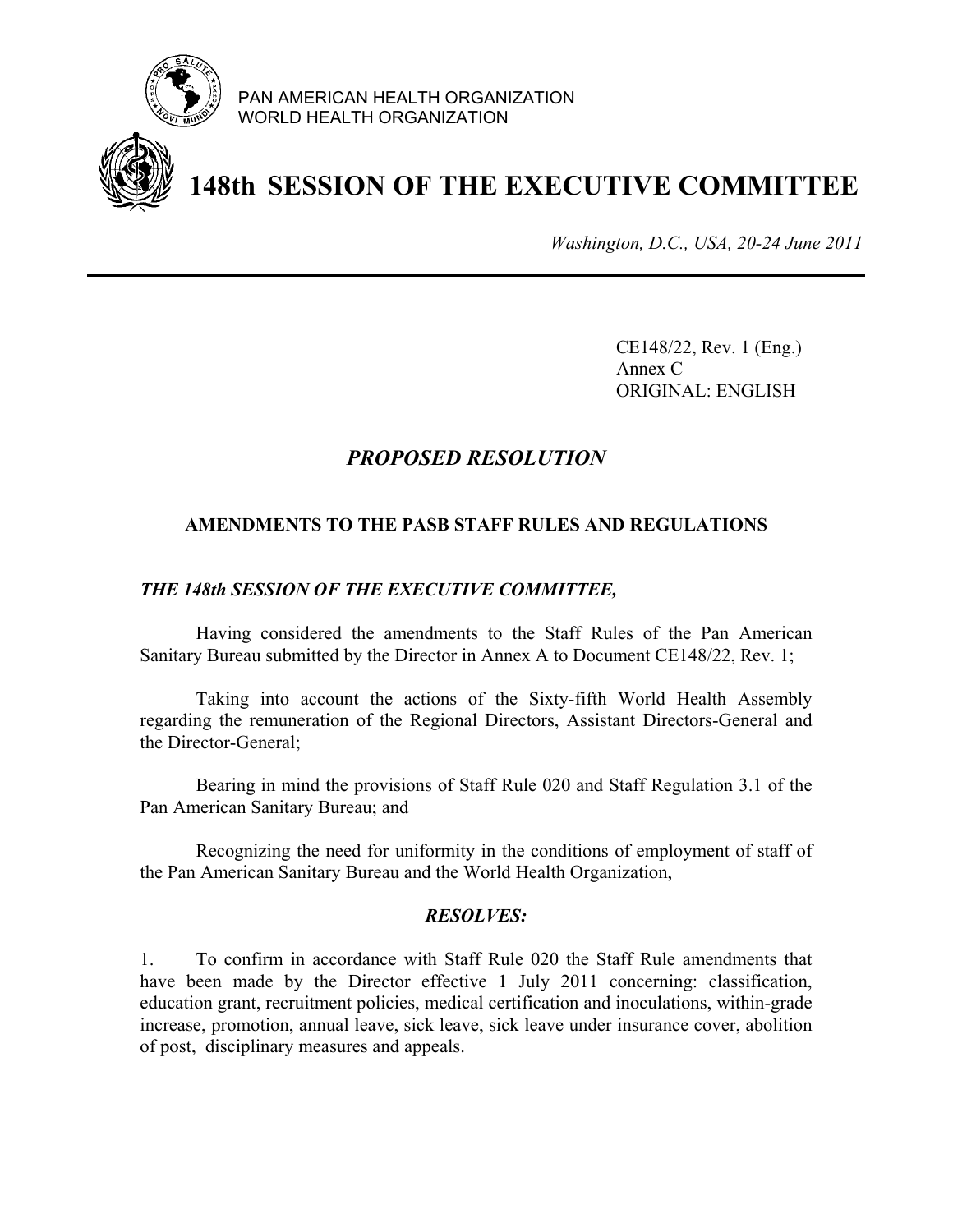PAN AMERICAN HEALTH ORGANIZATION
WORLD HEALTH ORGANIZATION

# 148th SESSION OF THE EXECUTIVE COMMITTEE

*Washington, D.C., USA, 20-24 June 2011*

CE148/22, Rev. 1 (Eng.)
Annex C
ORIGINAL: ENGLISH

## *PROPOSED RESOLUTION*

### AMENDMENTS TO THE PASB STAFF RULES AND REGULATIONS

***THE 148th SESSION OF THE EXECUTIVE COMMITTEE,***

Having considered the amendments to the Staff Rules of the Pan American Sanitary Bureau submitted by the Director in Annex A to Document CE148/22, Rev. 1;

Taking into account the actions of the Sixty-fifth World Health Assembly regarding the remuneration of the Regional Directors, Assistant Directors-General and the Director-General;

Bearing in mind the provisions of Staff Rule 020 and Staff Regulation 3.1 of the Pan American Sanitary Bureau; and

Recognizing the need for uniformity in the conditions of employment of staff of the Pan American Sanitary Bureau and the World Health Organization,

***RESOLVES:***

1. To confirm in accordance with Staff Rule 020 the Staff Rule amendments that have been made by the Director effective 1 July 2011 concerning: classification, education grant, recruitment policies, medical certification and inoculations, within-grade increase, promotion, annual leave, sick leave, sick leave under insurance cover, abolition of post, disciplinary measures and appeals.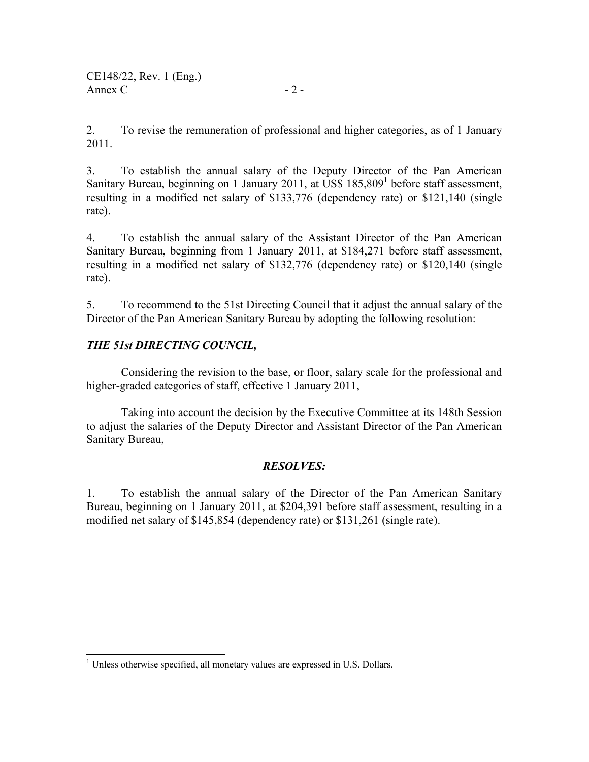2. To revise the remuneration of professional and higher categories, as of 1 January 2011.

3. To establish the annual salary of the Deputy Director of the Pan American Sanitary Bureau, beginning on 1 January 2011, at US$ 185,809[1] before staff assessment, resulting in a modified net salary of $133,776 (dependency rate) or $121,140 (single rate).

4. To establish the annual salary of the Assistant Director of the Pan American Sanitary Bureau, beginning from 1 January 2011, at $184,271 before staff assessment, resulting in a modified net salary of $132,776 (dependency rate) or $120,140 (single rate).

5. To recommend to the 51st Directing Council that it adjust the annual salary of the Director of the Pan American Sanitary Bureau by adopting the following resolution:

***THE 51st DIRECTING COUNCIL,***

Considering the revision to the base, or floor, salary scale for the professional and higher-graded categories of staff, effective 1 January 2011,

Taking into account the decision by the Executive Committee at its 148th Session to adjust the salaries of the Deputy Director and Assistant Director of the Pan American Sanitary Bureau,

***RESOLVES:***

1. To establish the annual salary of the Director of the Pan American Sanitary Bureau, beginning on 1 January 2011, at $204,391 before staff assessment, resulting in a modified net salary of $145,854 (dependency rate) or $131,261 (single rate).

---

[1] Unless otherwise specified, all monetary values are expressed in U.S. Dollars.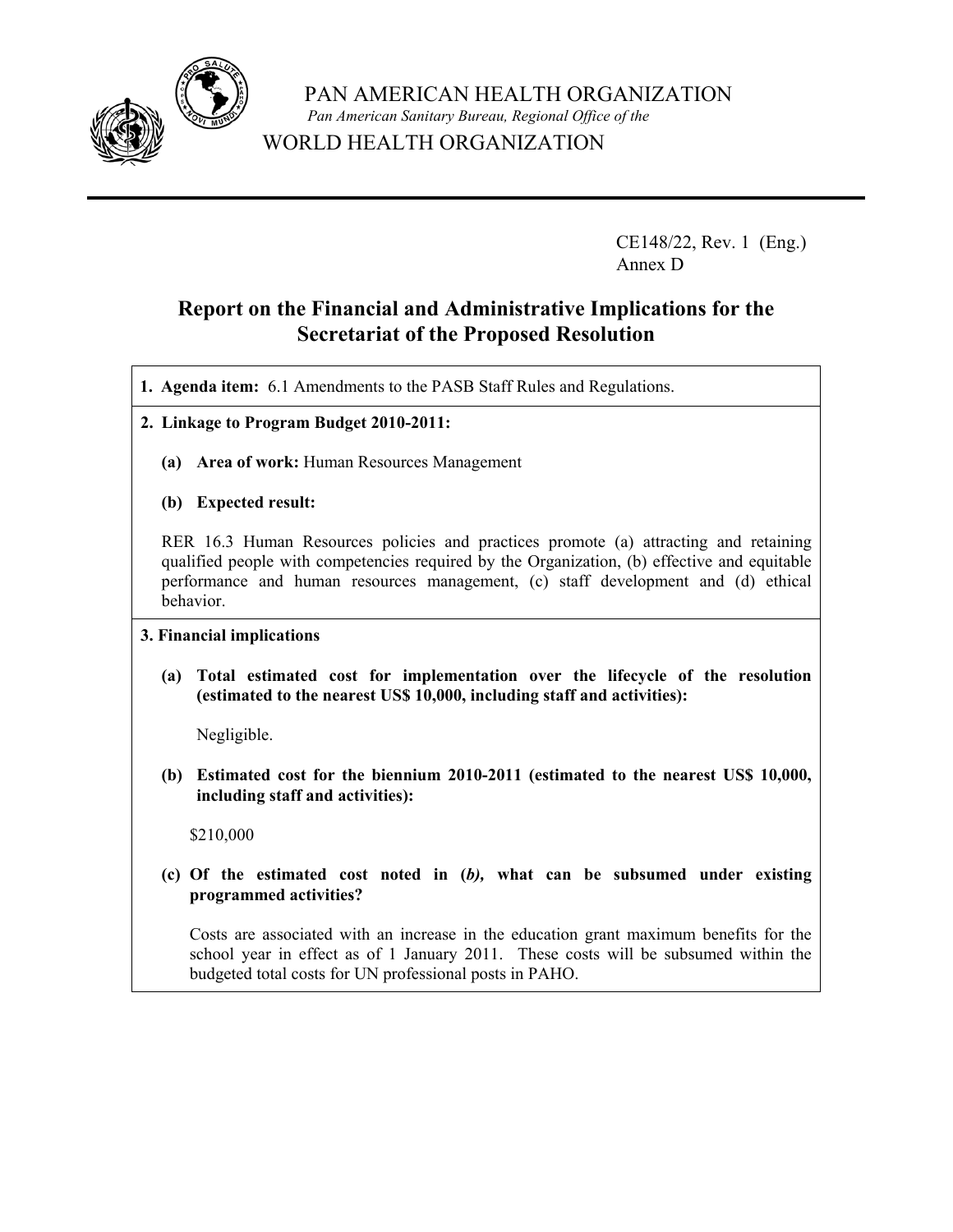PAN AMERICAN HEALTH ORGANIZATION

*Pan American Sanitary Bureau, Regional Office of the*

WORLD HEALTH ORGANIZATION

CE148/22, Rev. 1 (Eng.)
Annex D

# Report on the Financial and Administrative Implications for the Secretariat of the Proposed Resolution

**1. Agenda item:** 6.1 Amendments to the PASB Staff Rules and Regulations.

**2. Linkage to Program Budget 2010-2011:**

**(a) Area of work:** Human Resources Management

**(b) Expected result:**

RER 16.3 Human Resources policies and practices promote (a) attracting and retaining qualified people with competencies required by the Organization, (b) effective and equitable performance and human resources management, (c) staff development and (d) ethical behavior.

**3. Financial implications**

**(a) Total estimated cost for implementation over the lifecycle of the resolution (estimated to the nearest US$ 10,000, including staff and activities):**

Negligible.

**(b) Estimated cost for the biennium 2010-2011 (estimated to the nearest US$ 10,000, including staff and activities):**

$210,000

**(c) Of the estimated cost noted in (*b*), what can be subsumed under existing programmed activities?**

Costs are associated with an increase in the education grant maximum benefits for the school year in effect as of 1 January 2011. These costs will be subsumed within the budgeted total costs for UN professional posts in PAHO.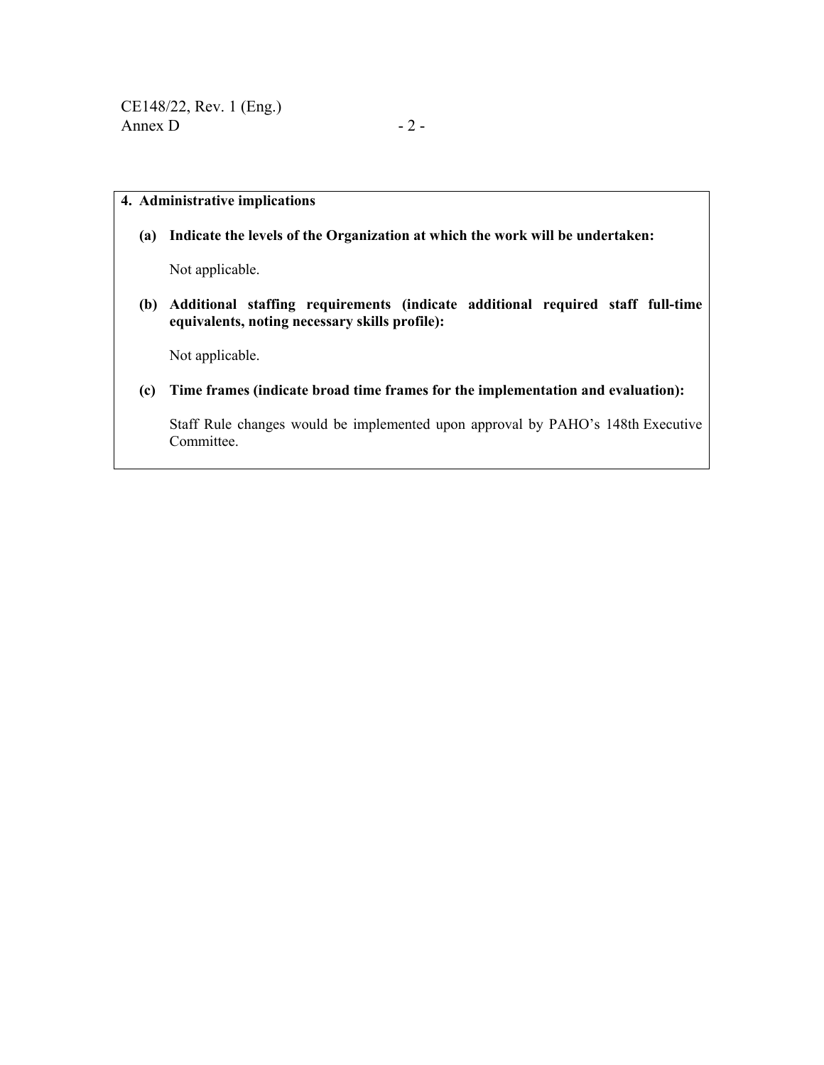**4. Administrative implications**

**(a) Indicate the levels of the Organization at which the work will be undertaken:**

Not applicable.

**(b) Additional staffing requirements (indicate additional required staff full-time equivalents, noting necessary skills profile):**

Not applicable.

**(c) Time frames (indicate broad time frames for the implementation and evaluation):**

Staff Rule changes would be implemented upon approval by PAHO's 148th Executive Committee.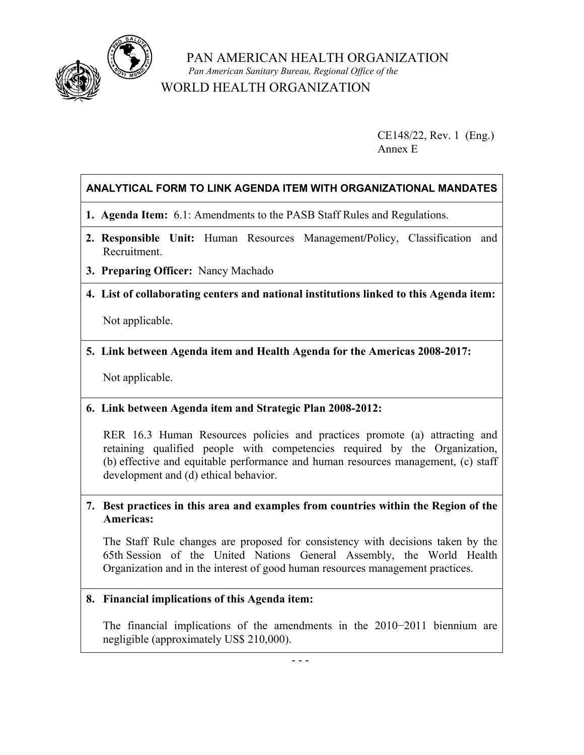PAN AMERICAN HEALTH ORGANIZATION

*Pan American Sanitary Bureau, Regional Office of the*

WORLD HEALTH ORGANIZATION

CE148/22, Rev. 1 (Eng.)
Annex E

**ANALYTICAL FORM TO LINK AGENDA ITEM WITH ORGANIZATIONAL MANDATES**

**1. Agenda Item:** 6.1: Amendments to the PASB Staff Rules and Regulations.

**2. Responsible Unit:** Human Resources Management/Policy, Classification and Recruitment.

**3. Preparing Officer:** Nancy Machado

**4. List of collaborating centers and national institutions linked to this Agenda item:**

Not applicable.

**5. Link between Agenda item and Health Agenda for the Americas 2008-2017:**

Not applicable.

**6. Link between Agenda item and Strategic Plan 2008-2012:**

RER 16.3 Human Resources policies and practices promote (a) attracting and retaining qualified people with competencies required by the Organization, (b) effective and equitable performance and human resources management, (c) staff development and (d) ethical behavior.

**7. Best practices in this area and examples from countries within the Region of the Americas:**

The Staff Rule changes are proposed for consistency with decisions taken by the 65th Session of the United Nations General Assembly, the World Health Organization and in the interest of good human resources management practices.

**8. Financial implications of this Agenda item:**

The financial implications of the amendments in the 2010−2011 biennium are negligible (approximately US$ 210,000).

- - -